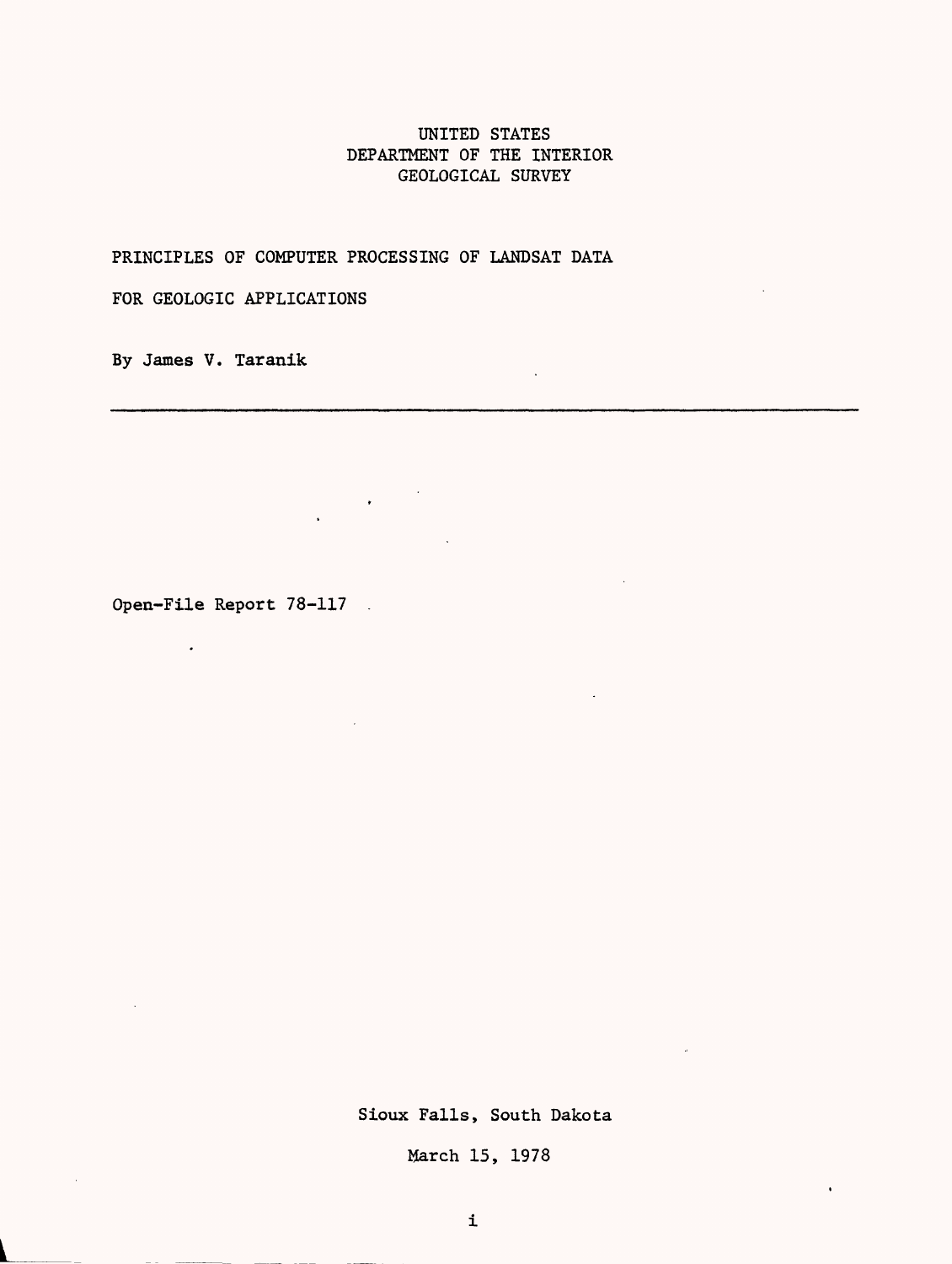UNITED STATES
DEPARTMENT OF THE INTERIOR
GEOLOGICAL SURVEY

# PRINCIPLES OF COMPUTER PROCESSING OF LANDSAT DATA FOR GEOLOGIC APPLICATIONS

By James V. Taranik

---

Open-File Report 78-117

Sioux Falls, South Dakota

March 15, 1978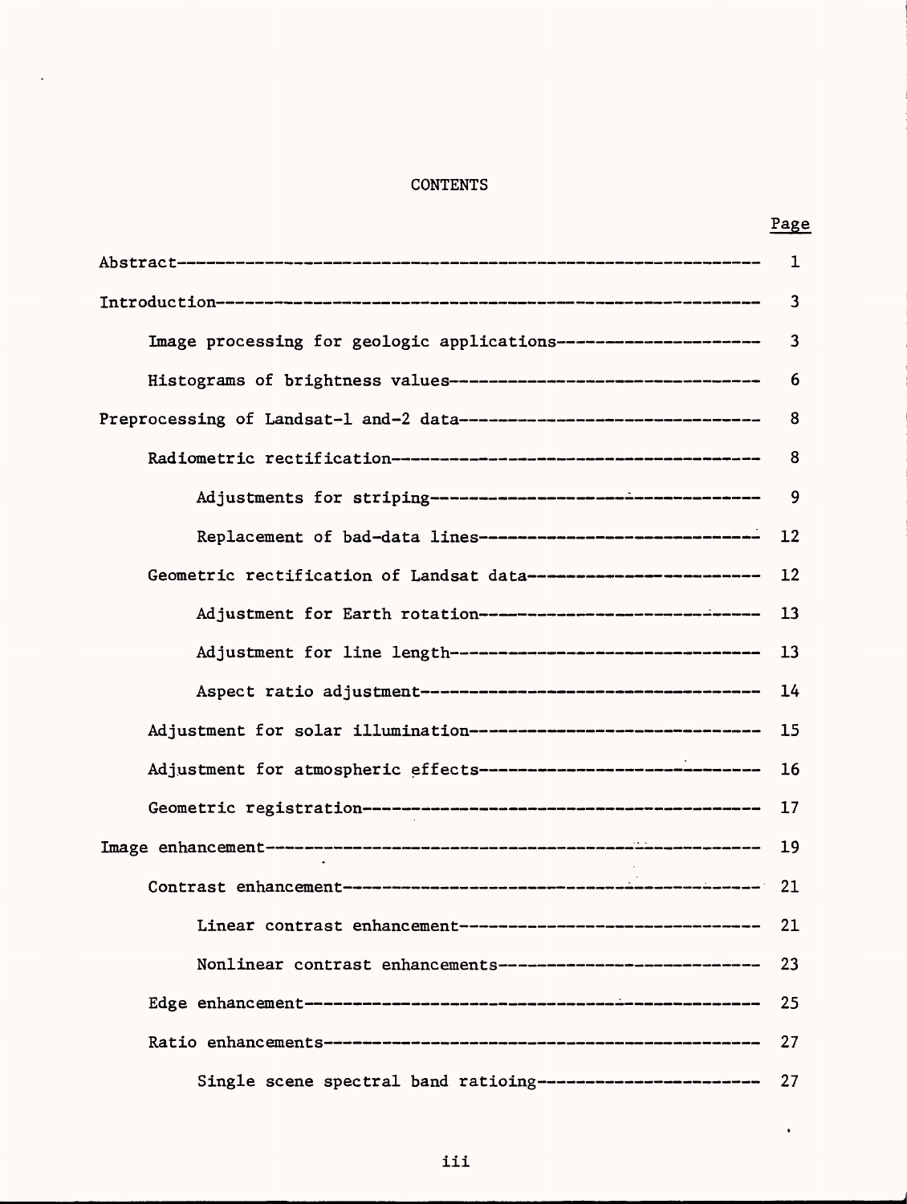# CONTENTS

| | Page |
|---|---|
| Abstract | 1 |
| Introduction | 3 |
|     Image processing for geologic applications | 3 |
|     Histograms of brightness values | 6 |
| Preprocessing of Landsat-1 and-2 data | 8 |
|     Radiometric rectification | 8 |
|         Adjustments for striping | 9 |
|         Replacement of bad-data lines | 12 |
|     Geometric rectification of Landsat data | 12 |
|         Adjustment for Earth rotation | 13 |
|         Adjustment for line length | 13 |
|         Aspect ratio adjustment | 14 |
|     Adjustment for solar illumination | 15 |
|     Adjustment for atmospheric effects | 16 |
|     Geometric registration | 17 |
| Image enhancement | 19 |
|     Contrast enhancement | 21 |
|         Linear contrast enhancement | 21 |
|         Nonlinear contrast enhancements | 23 |
|     Edge enhancement | 25 |
|     Ratio enhancements | 27 |
|         Single scene spectral band ratioing | 27 |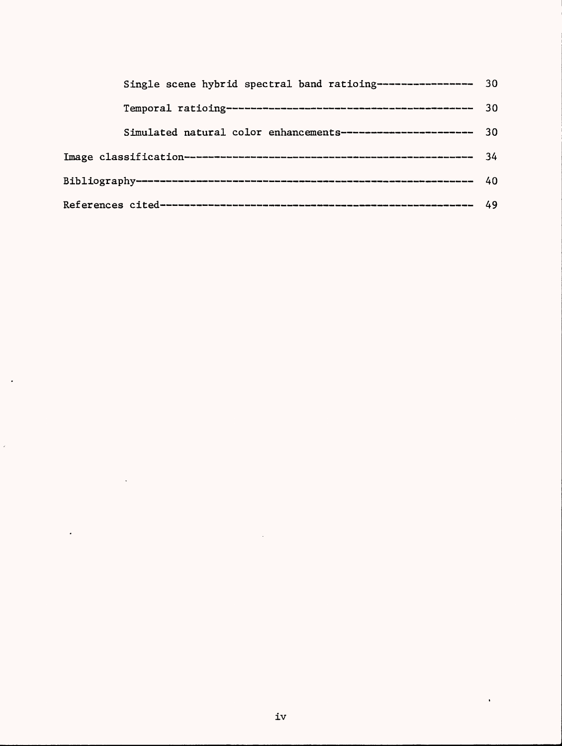- Single scene hybrid spectral band ratioing---------------- 30
- Temporal ratioing------------------------------------------ 30
- Simulated natural color enhancements---------------------- 30

Image classification------------------------------------------------ 34

Bibliography-------------------------------------------------------- 40

References cited---------------------------------------------------- 49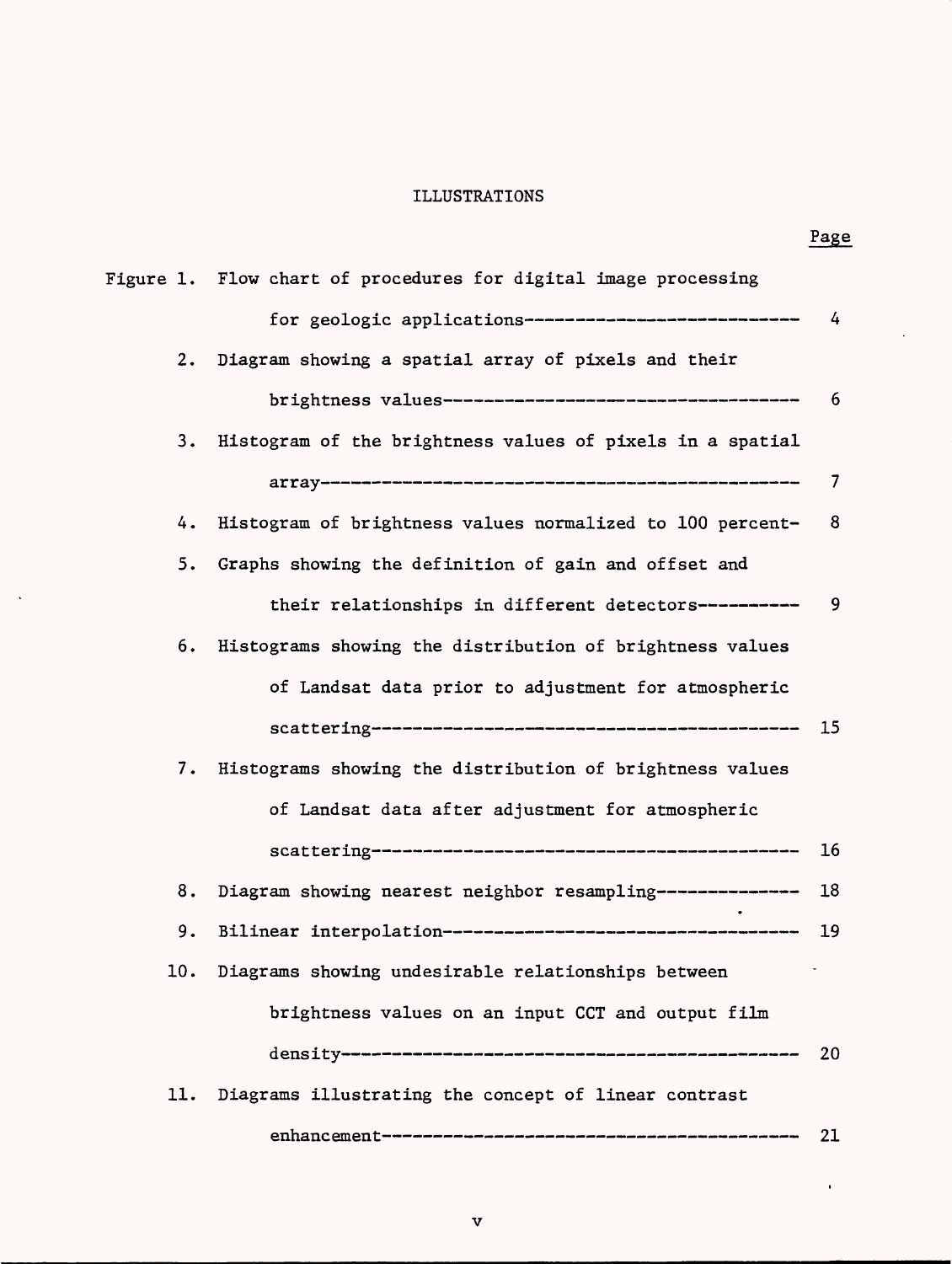# ILLUSTRATIONS

| | | Page |
|---|---|---|
| Figure 1. | Flow chart of procedures for digital image processing for geologic applications | 4 |
| 2. | Diagram showing a spatial array of pixels and their brightness values | 6 |
| 3. | Histogram of the brightness values of pixels in a spatial array | 7 |
| 4. | Histogram of brightness values normalized to 100 percent | 8 |
| 5. | Graphs showing the definition of gain and offset and their relationships in different detectors | 9 |
| 6. | Histograms showing the distribution of brightness values of Landsat data prior to adjustment for atmospheric scattering | 15 |
| 7. | Histograms showing the distribution of brightness values of Landsat data after adjustment for atmospheric scattering | 16 |
| 8. | Diagram showing nearest neighbor resampling | 18 |
| 9. | Bilinear interpolation | 19 |
| 10. | Diagrams showing undesirable relationships between brightness values on an input CCT and output film density | 20 |
| 11. | Diagrams illustrating the concept of linear contrast enhancement | 21 |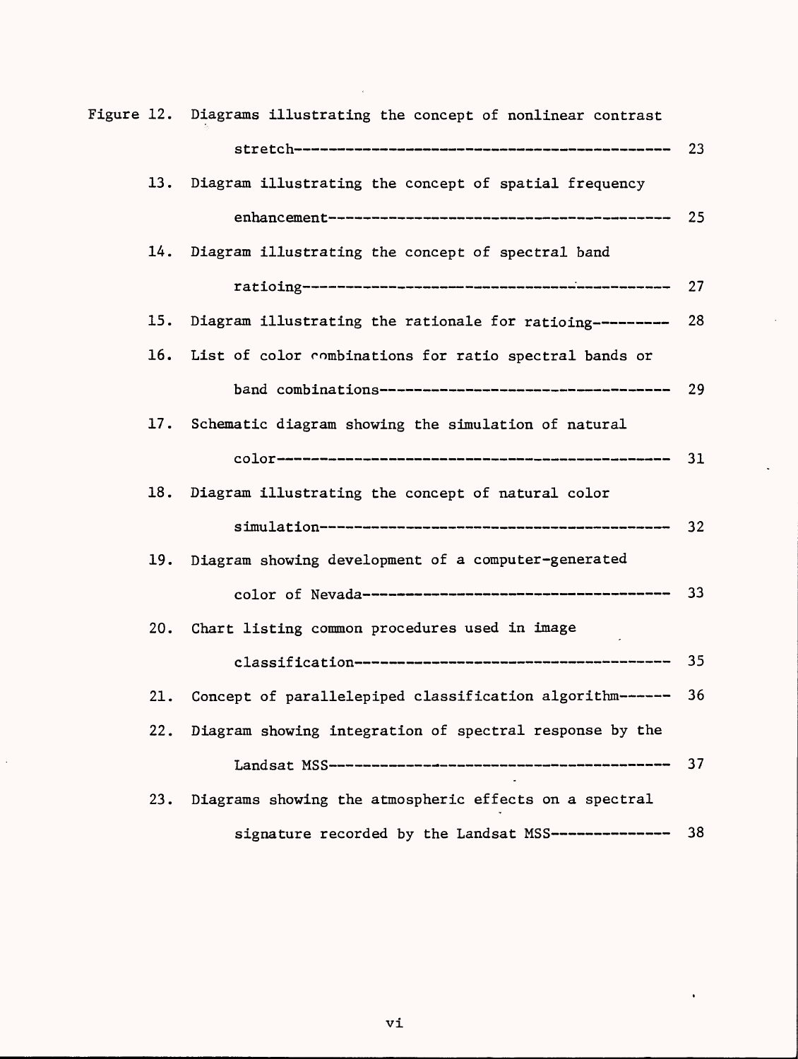Figure 12. Diagrams illustrating the concept of nonlinear contrast stretch------------------------------------------ 23

13. Diagram illustrating the concept of spatial frequency enhancement--------------------------------------- 25

14. Diagram illustrating the concept of spectral band ratioing------------------------------------------ 27

15. Diagram illustrating the rationale for ratioing--------- 28

16. List of color combinations for ratio spectral bands or band combinations---------------------------------- 29

17. Schematic diagram showing the simulation of natural color--------------------------------------------- 31

18. Diagram illustrating the concept of natural color simulation---------------------------------------- 32

19. Diagram showing development of a computer-generated color of Nevada------------------------------------ 33

20. Chart listing common procedures used in image classification------------------------------------- 35

21. Concept of parallelepiped classification algorithm------ 36

22. Diagram showing integration of spectral response by the Landsat MSS--------------------------------------- 37

23. Diagrams showing the atmospheric effects on a spectral signature recorded by the Landsat MSS-------------- 38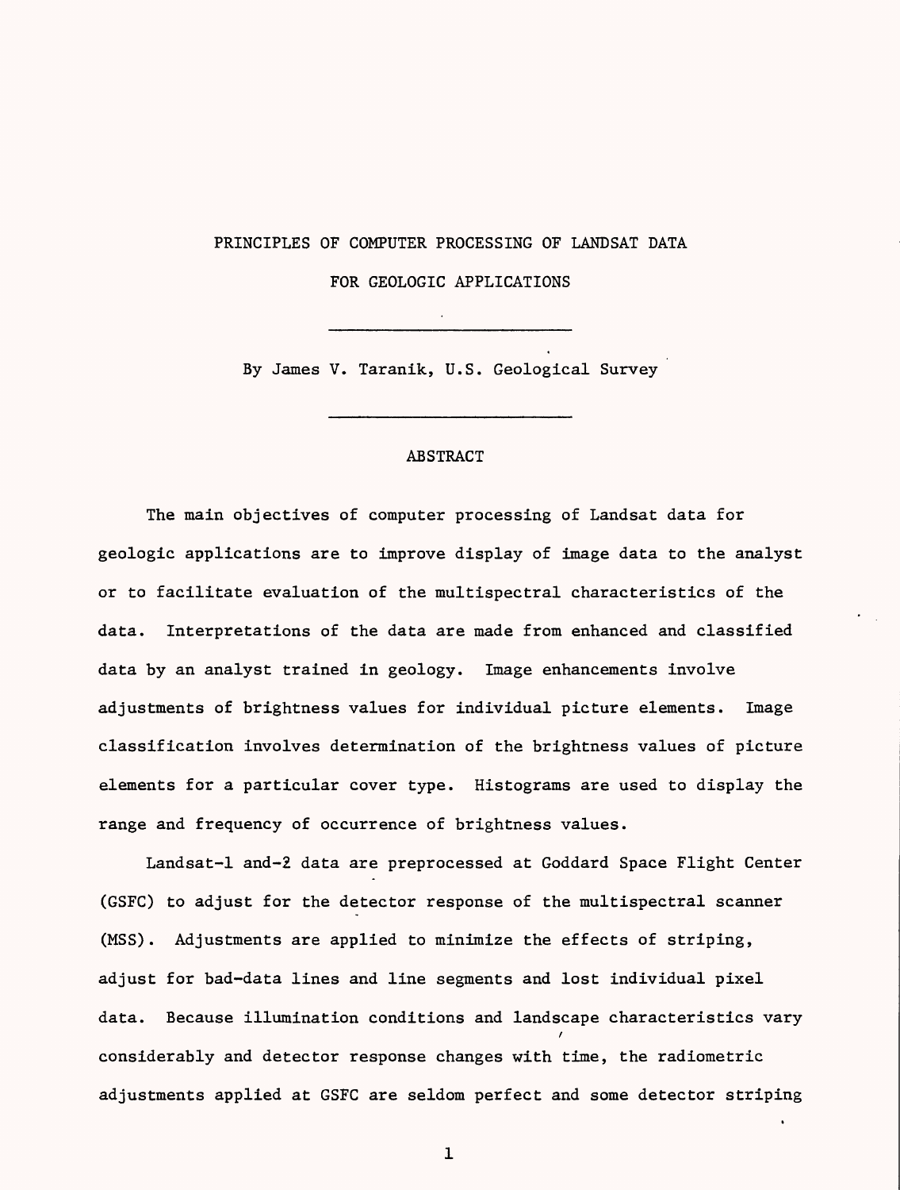# PRINCIPLES OF COMPUTER PROCESSING OF LANDSAT DATA FOR GEOLOGIC APPLICATIONS

By James V. Taranik, U.S. Geological Survey

## ABSTRACT

The main objectives of computer processing of Landsat data for geologic applications are to improve display of image data to the analyst or to facilitate evaluation of the multispectral characteristics of the data. Interpretations of the data are made from enhanced and classified data by an analyst trained in geology. Image enhancements involve adjustments of brightness values for individual picture elements. Image classification involves determination of the brightness values of picture elements for a particular cover type. Histograms are used to display the range and frequency of occurrence of brightness values.

Landsat-1 and-2 data are preprocessed at Goddard Space Flight Center (GSFC) to adjust for the detector response of the multispectral scanner (MSS). Adjustments are applied to minimize the effects of striping, adjust for bad-data lines and line segments and lost individual pixel data. Because illumination conditions and landscape characteristics vary considerably and detector response changes with time, the radiometric adjustments applied at GSFC are seldom perfect and some detector striping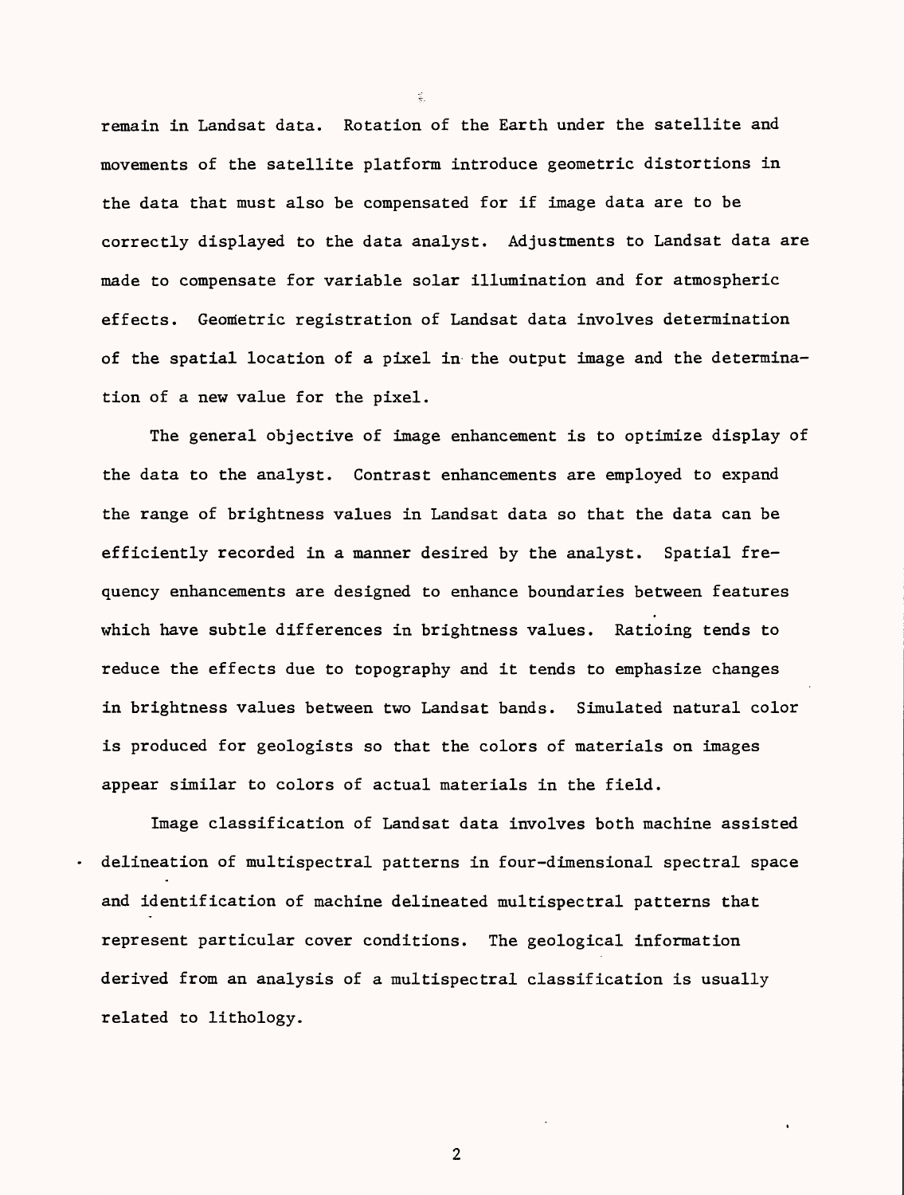remain in Landsat data. Rotation of the Earth under the satellite and movements of the satellite platform introduce geometric distortions in the data that must also be compensated for if image data are to be correctly displayed to the data analyst. Adjustments to Landsat data are made to compensate for variable solar illumination and for atmospheric effects. Geometric registration of Landsat data involves determination of the spatial location of a pixel in the output image and the determination of a new value for the pixel.

The general objective of image enhancement is to optimize display of the data to the analyst. Contrast enhancements are employed to expand the range of brightness values in Landsat data so that the data can be efficiently recorded in a manner desired by the analyst. Spatial frequency enhancements are designed to enhance boundaries between features which have subtle differences in brightness values. Ratioing tends to reduce the effects due to topography and it tends to emphasize changes in brightness values between two Landsat bands. Simulated natural color is produced for geologists so that the colors of materials on images appear similar to colors of actual materials in the field.

Image classification of Landsat data involves both machine assisted delineation of multispectral patterns in four-dimensional spectral space and identification of machine delineated multispectral patterns that represent particular cover conditions. The geological information derived from an analysis of a multispectral classification is usually related to lithology.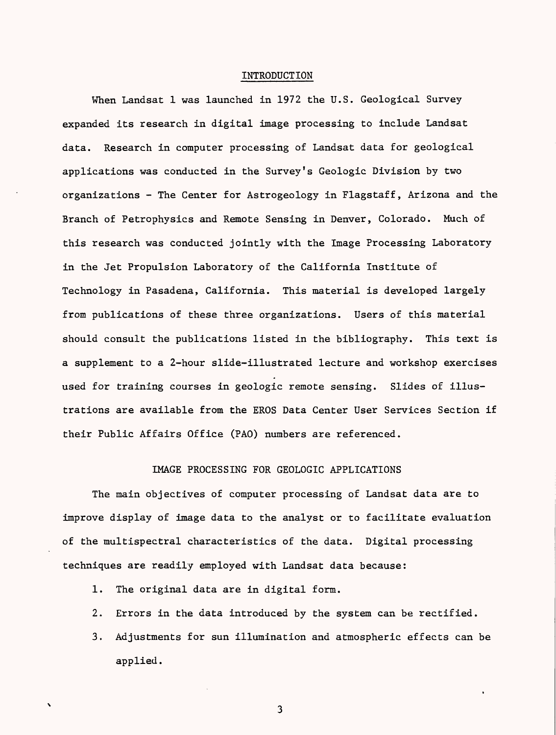## INTRODUCTION

When Landsat 1 was launched in 1972 the U.S. Geological Survey expanded its research in digital image processing to include Landsat data. Research in computer processing of Landsat data for geological applications was conducted in the Survey's Geologic Division by two organizations - The Center for Astrogeology in Flagstaff, Arizona and the Branch of Petrophysics and Remote Sensing in Denver, Colorado. Much of this research was conducted jointly with the Image Processing Laboratory in the Jet Propulsion Laboratory of the California Institute of Technology in Pasadena, California. This material is developed largely from publications of these three organizations. Users of this material should consult the publications listed in the bibliography. This text is a supplement to a 2-hour slide-illustrated lecture and workshop exercises used for training courses in geologic remote sensing. Slides of illustrations are available from the EROS Data Center User Services Section if their Public Affairs Office (PAO) numbers are referenced.

## IMAGE PROCESSING FOR GEOLOGIC APPLICATIONS

The main objectives of computer processing of Landsat data are to improve display of image data to the analyst or to facilitate evaluation of the multispectral characteristics of the data. Digital processing techniques are readily employed with Landsat data because:

1. The original data are in digital form.
2. Errors in the data introduced by the system can be rectified.
3. Adjustments for sun illumination and atmospheric effects can be applied.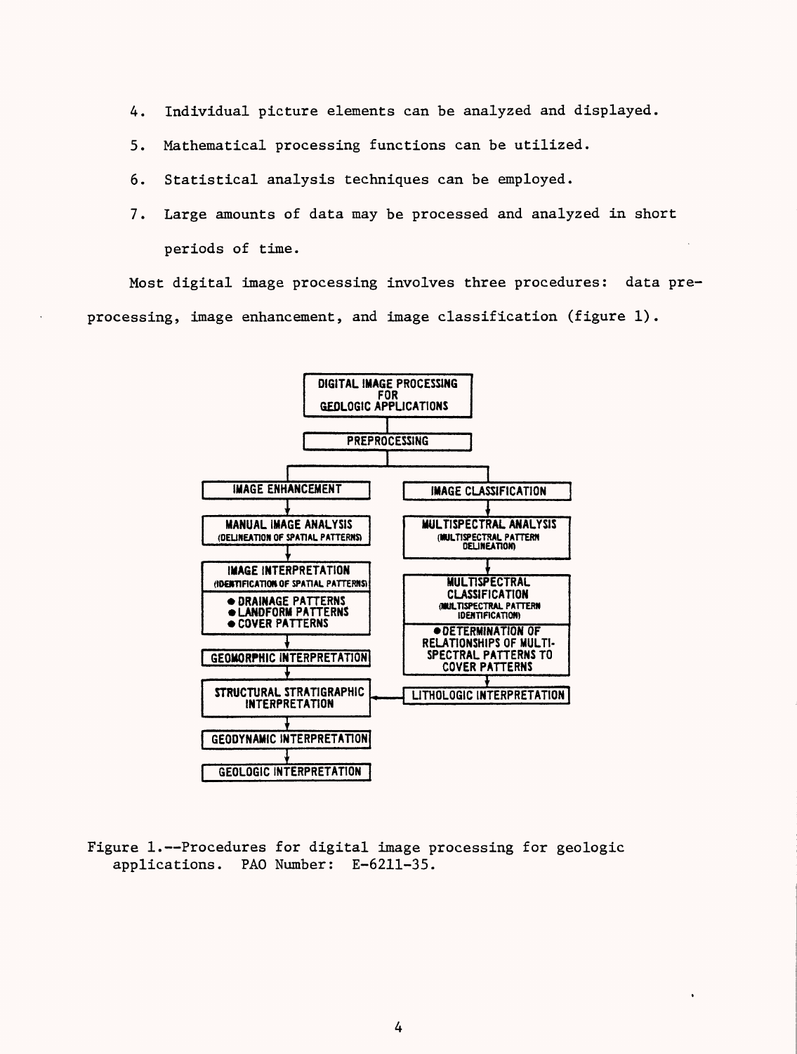4. Individual picture elements can be analyzed and displayed.

5. Mathematical processing functions can be utilized.

6. Statistical analysis techniques can be employed.

7. Large amounts of data may be processed and analyzed in short periods of time.

Most digital image processing involves three procedures: data preprocessing, image enhancement, and image classification (figure 1).

DIGITAL IMAGE PROCESSING FOR GEOLOGIC APPLICATIONS

PREPROCESSING

IMAGE ENHANCEMENT

MANUAL IMAGE ANALYSIS (DELINEATION OF SPATIAL PATTERNS)

IMAGE INTERPRETATION (IDENTIFICATION OF SPATIAL PATTERNS)
- DRAINAGE PATTERNS
- LANDFORM PATTERNS
- COVER PATTERNS

GEOMORPHIC INTERPRETATION

STRUCTURAL STRATIGRAPHIC INTERPRETATION

GEODYNAMIC INTERPRETATION

GEOLOGIC INTERPRETATION

IMAGE CLASSIFICATION

MULTISPECTRAL ANALYSIS (MULTISPECTRAL PATTERN DELINEATION)

MULTISPECTRAL CLASSIFICATION (MULTISPECTRAL PATTERN IDENTIFICATION)
- DETERMINATION OF RELATIONSHIPS OF MULTISPECTRAL PATTERNS TO COVER PATTERNS

LITHOLOGIC INTERPRETATION

Figure 1.--Procedures for digital image processing for geologic applications. PAO Number: E-6211-35.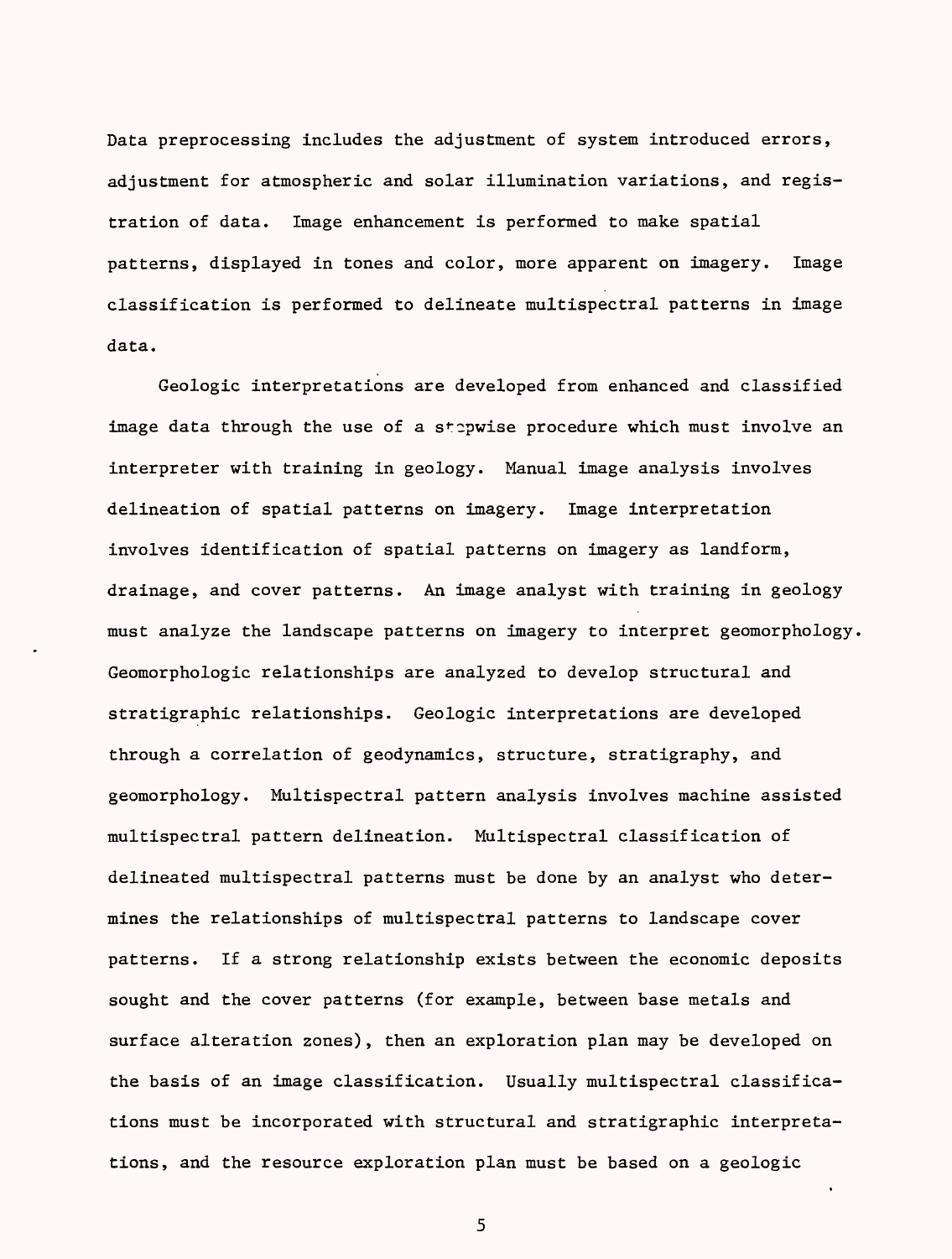Data preprocessing includes the adjustment of system introduced errors, adjustment for atmospheric and solar illumination variations, and registration of data. Image enhancement is performed to make spatial patterns, displayed in tones and color, more apparent on imagery. Image classification is performed to delineate multispectral patterns in image data.

Geologic interpretations are developed from enhanced and classified image data through the use of a stepwise procedure which must involve an interpreter with training in geology. Manual image analysis involves delineation of spatial patterns on imagery. Image interpretation involves identification of spatial patterns on imagery as landform, drainage, and cover patterns. An image analyst with training in geology must analyze the landscape patterns on imagery to interpret geomorphology. Geomorphologic relationships are analyzed to develop structural and stratigraphic relationships. Geologic interpretations are developed through a correlation of geodynamics, structure, stratigraphy, and geomorphology. Multispectral pattern analysis involves machine assisted multispectral pattern delineation. Multispectral classification of delineated multispectral patterns must be done by an analyst who determines the relationships of multispectral patterns to landscape cover patterns. If a strong relationship exists between the economic deposits sought and the cover patterns (for example, between base metals and surface alteration zones), then an exploration plan may be developed on the basis of an image classification. Usually multispectral classifications must be incorporated with structural and stratigraphic interpretations, and the resource exploration plan must be based on a geologic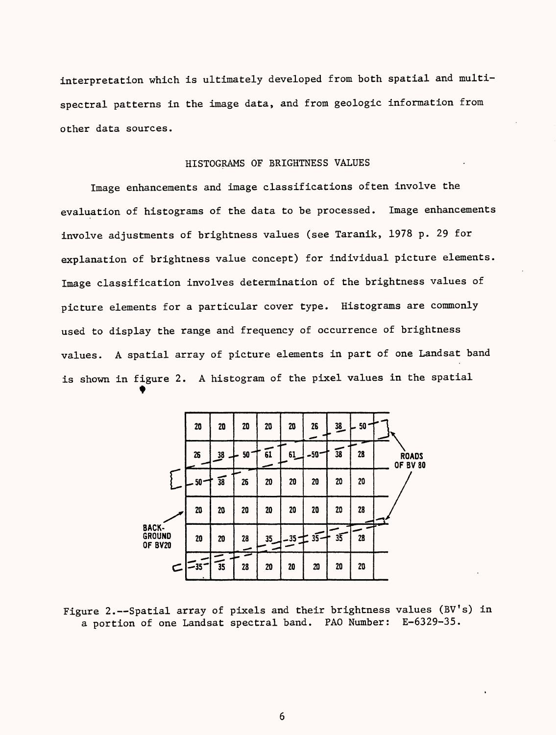interpretation which is ultimately developed from both spatial and multispectral patterns in the image data, and from geologic information from other data sources.

## HISTOGRAMS OF BRIGHTNESS VALUES

Image enhancements and image classifications often involve the evaluation of histograms of the data to be processed. Image enhancements involve adjustments of brightness values (see Taranik, 1978 p. 29 for explanation of brightness value concept) for individual picture elements. Image classification involves determination of the brightness values of picture elements for a particular cover type. Histograms are commonly used to display the range and frequency of occurrence of brightness values. A spatial array of picture elements in part of one Landsat band is shown in figure 2. A histogram of the pixel values in the spatial

| | | | | | | | | |
|---|---|---|---|---|---|---|---|---|
| 20 | 20 | 20 | 20 | 20 | 26 | 38 | 50 | |
| 26 | 38 | 50 | 61 | 61 | 50 | 38 | 28 | |
| 50 | 38 | 26 | 20 | 20 | 20 | 20 | 20 | |
| 20 | 20 | 20 | 20 | 20 | 20 | 20 | 28 | |
| 20 | 20 | 28 | 35 | 35 | 35 | 35 | 28 | |
| 35 | 35 | 28 | 20 | 20 | 20 | 20 | 20 | |

ROADS OF BV 80

BACKGROUND OF BV20

Figure 2.--Spatial array of pixels and their brightness values (BV's) in a portion of one Landsat spectral band. PAO Number: E-6329-35.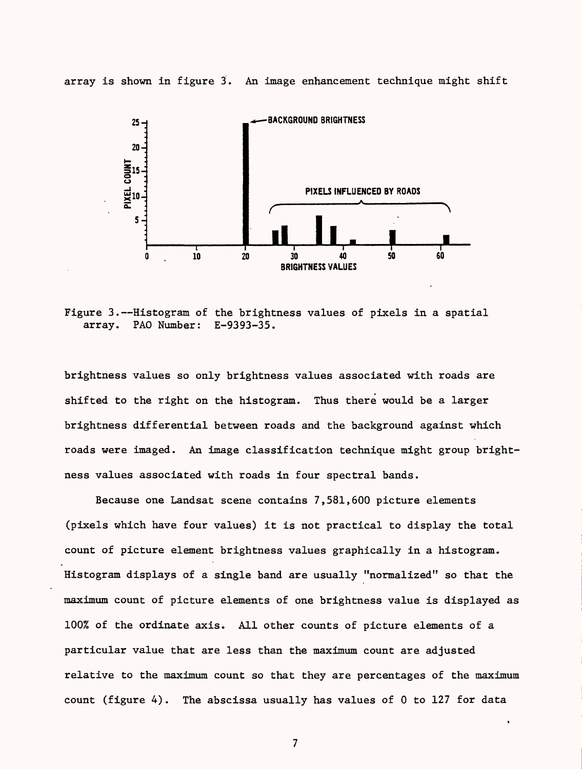array is shown in figure 3. An image enhancement technique might shift

Figure 3.--Histogram of the brightness values of pixels in a spatial array. PAO Number: E-9393-35.

brightness values so only brightness values associated with roads are shifted to the right on the histogram. Thus there would be a larger brightness differential between roads and the background against which roads were imaged. An image classification technique might group brightness values associated with roads in four spectral bands.

Because one Landsat scene contains 7,581,600 picture elements (pixels which have four values) it is not practical to display the total count of picture element brightness values graphically in a histogram. Histogram displays of a single band are usually "normalized" so that the maximum count of picture elements of one brightness value is displayed as 100% of the ordinate axis. All other counts of picture elements of a particular value that are less than the maximum count are adjusted relative to the maximum count so that they are percentages of the maximum count (figure 4). The abscissa usually has values of 0 to 127 for data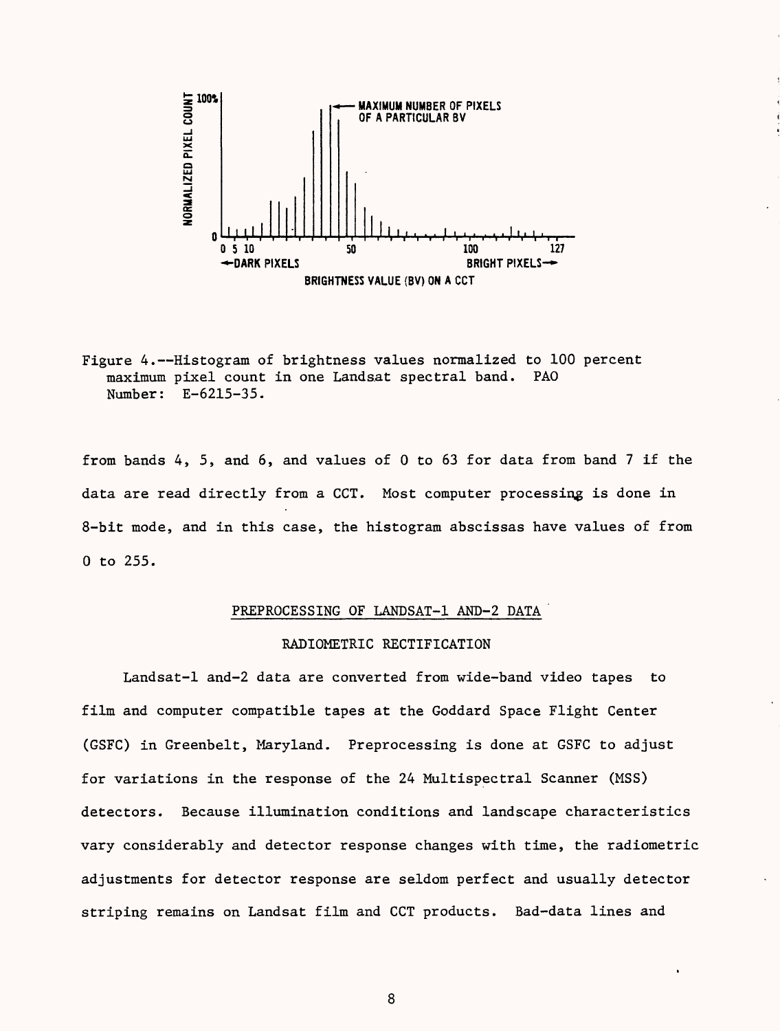Figure 4.--Histogram of brightness values normalized to 100 percent maximum pixel count in one Landsat spectral band. PAO Number: E-6215-35.

from bands 4, 5, and 6, and values of 0 to 63 for data from band 7 if the data are read directly from a CCT. Most computer processing is done in 8-bit mode, and in this case, the histogram abscissas have values of from 0 to 255.

## PREPROCESSING OF LANDSAT-1 AND-2 DATA

### RADIOMETRIC RECTIFICATION

Landsat-1 and-2 data are converted from wide-band video tapes to film and computer compatible tapes at the Goddard Space Flight Center (GSFC) in Greenbelt, Maryland. Preprocessing is done at GSFC to adjust for variations in the response of the 24 Multispectral Scanner (MSS) detectors. Because illumination conditions and landscape characteristics vary considerably and detector response changes with time, the radiometric adjustments for detector response are seldom perfect and usually detector striping remains on Landsat film and CCT products. Bad-data lines and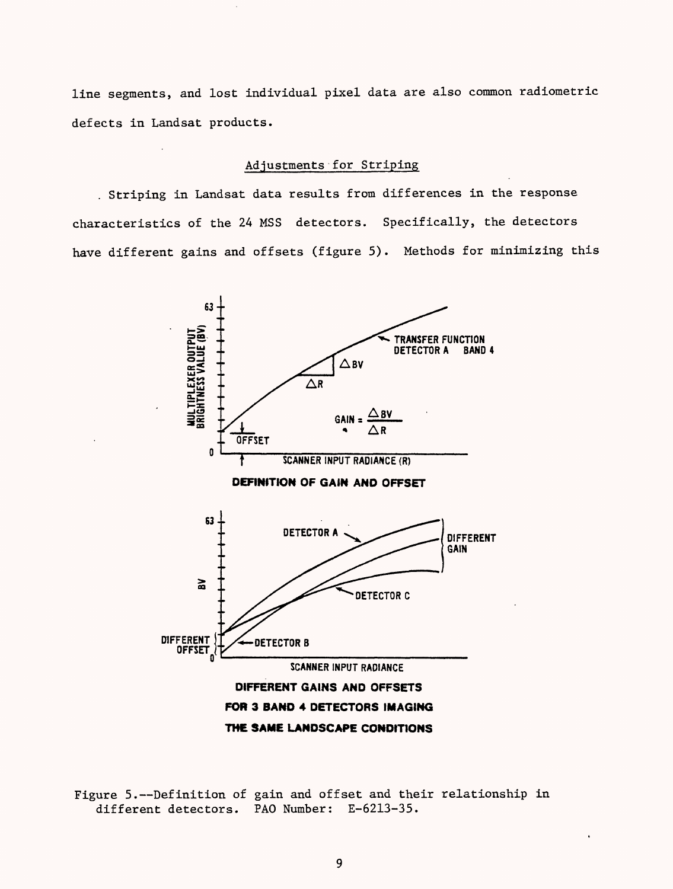line segments, and lost individual pixel data are also common radiometric defects in Landsat products.

## Adjustments for Striping

Striping in Landsat data results from differences in the response characteristics of the 24 MSS detectors. Specifically, the detectors have different gains and offsets (figure 5). Methods for minimizing this

Figure 5.--Definition of gain and offset and their relationship in different detectors. PAO Number: E-6213-35.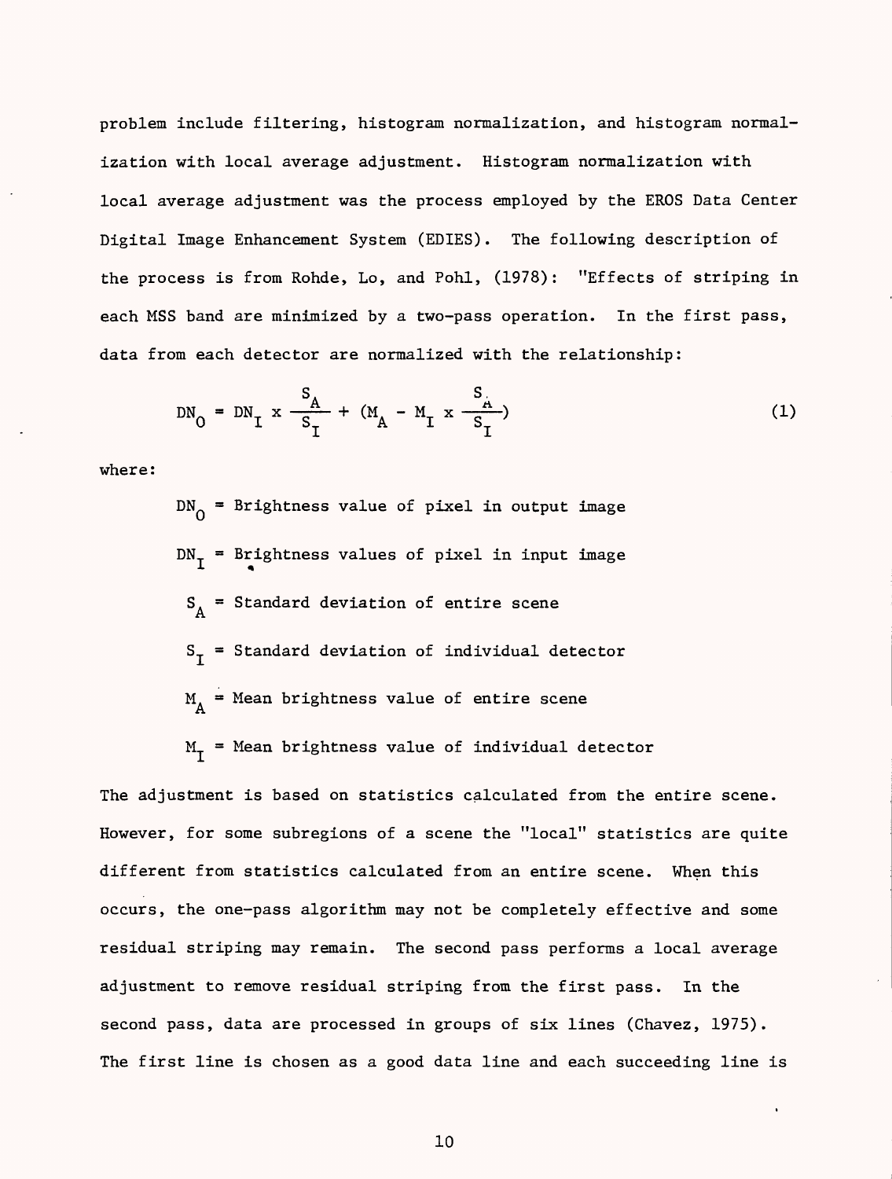problem include filtering, histogram normalization, and histogram normalization with local average adjustment. Histogram normalization with local average adjustment was the process employed by the EROS Data Center Digital Image Enhancement System (EDIES). The following description of the process is from Rohde, Lo, and Pohl, (1978): "Effects of striping in each MSS band are minimized by a two-pass operation. In the first pass, data from each detector are normalized with the relationship:

$$DN_O = DN_I \times \frac{S_A}{S_I} + (M_A - M_I \times \frac{S_A}{S_I}) \tag{1}$$

where:

- $DN_O$ = Brightness value of pixel in output image
- $DN_I$ = Brightness values of pixel in input image
- $S_A$ = Standard deviation of entire scene
- $S_I$ = Standard deviation of individual detector
- $M_A$ = Mean brightness value of entire scene
- $M_I$ = Mean brightness value of individual detector

The adjustment is based on statistics calculated from the entire scene. However, for some subregions of a scene the "local" statistics are quite different from statistics calculated from an entire scene. When this occurs, the one-pass algorithm may not be completely effective and some residual striping may remain. The second pass performs a local average adjustment to remove residual striping from the first pass. In the second pass, data are processed in groups of six lines (Chavez, 1975). The first line is chosen as a good data line and each succeeding line is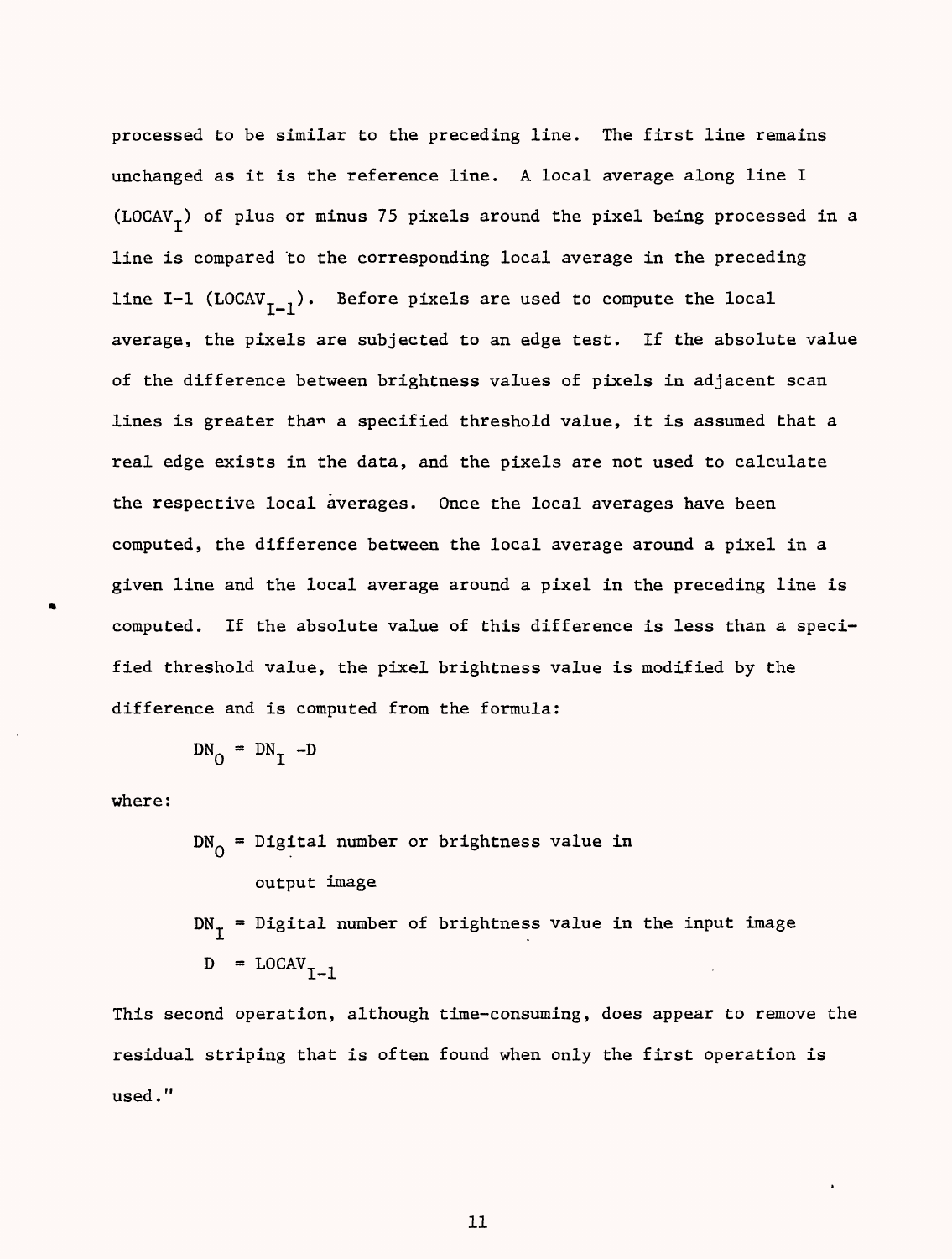processed to be similar to the preceding line. The first line remains unchanged as it is the reference line. A local average along line I ($LOCAV_I$) of plus or minus 75 pixels around the pixel being processed in a line is compared to the corresponding local average in the preceding line I-1 ($LOCAV_{I-1}$). Before pixels are used to compute the local average, the pixels are subjected to an edge test. If the absolute value of the difference between brightness values of pixels in adjacent scan lines is greater than a specified threshold value, it is assumed that a real edge exists in the data, and the pixels are not used to calculate the respective local averages. Once the local averages have been computed, the difference between the local average around a pixel in a given line and the local average around a pixel in the preceding line is computed. If the absolute value of this difference is less than a specified threshold value, the pixel brightness value is modified by the difference and is computed from the formula:

$$DN_O = DN_I - D$$

where:

$DN_O$ = Digital number or brightness value in output image

$DN_I$ = Digital number of brightness value in the input image

$D = LOCAV_{I-1}$

This second operation, although time-consuming, does appear to remove the residual striping that is often found when only the first operation is used."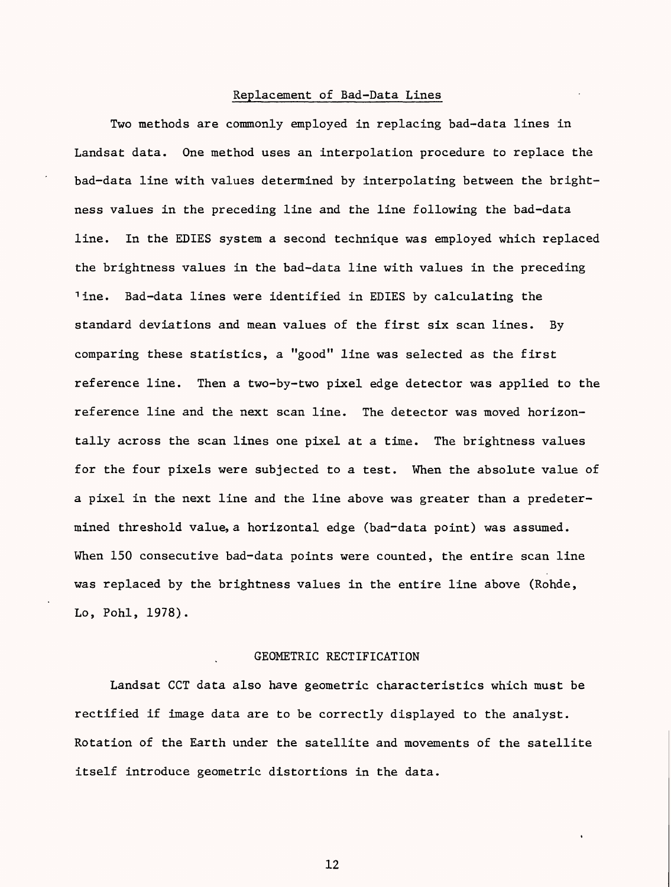## Replacement of Bad-Data Lines

Two methods are commonly employed in replacing bad-data lines in Landsat data. One method uses an interpolation procedure to replace the bad-data line with values determined by interpolating between the brightness values in the preceding line and the line following the bad-data line. In the EDIES system a second technique was employed which replaced the brightness values in the bad-data line with values in the preceding line. Bad-data lines were identified in EDIES by calculating the standard deviations and mean values of the first six scan lines. By comparing these statistics, a "good" line was selected as the first reference line. Then a two-by-two pixel edge detector was applied to the reference line and the next scan line. The detector was moved horizontally across the scan lines one pixel at a time. The brightness values for the four pixels were subjected to a test. When the absolute value of a pixel in the next line and the line above was greater than a predetermined threshold value, a horizontal edge (bad-data point) was assumed. When 150 consecutive bad-data points were counted, the entire scan line was replaced by the brightness values in the entire line above (Rohde, Lo, Pohl, 1978).

# GEOMETRIC RECTIFICATION

Landsat CCT data also have geometric characteristics which must be rectified if image data are to be correctly displayed to the analyst. Rotation of the Earth under the satellite and movements of the satellite itself introduce geometric distortions in the data.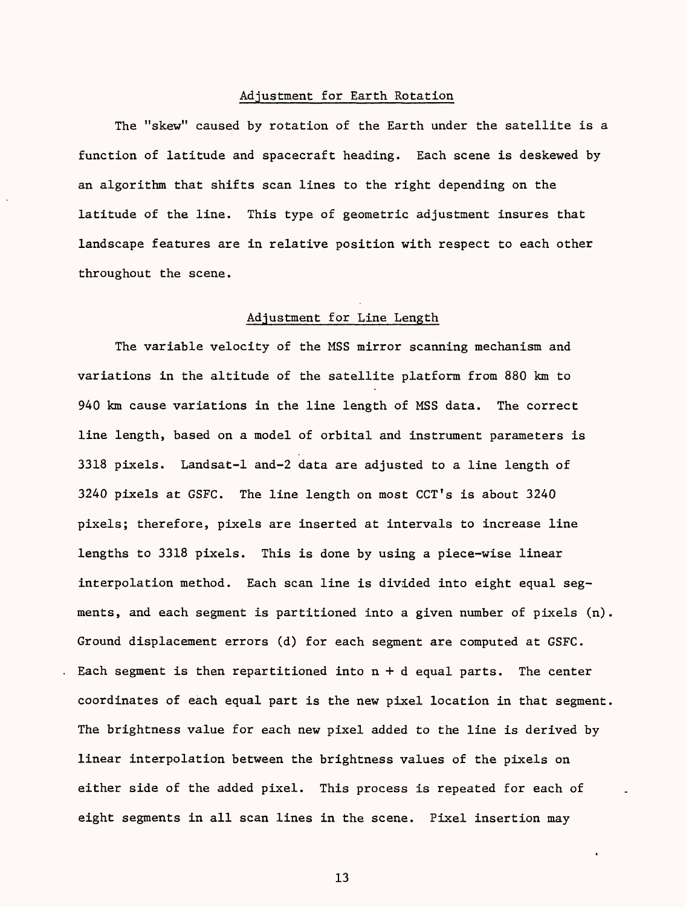## Adjustment for Earth Rotation

The "skew" caused by rotation of the Earth under the satellite is a function of latitude and spacecraft heading. Each scene is deskewed by an algorithm that shifts scan lines to the right depending on the latitude of the line. This type of geometric adjustment insures that landscape features are in relative position with respect to each other throughout the scene.

## Adjustment for Line Length

The variable velocity of the MSS mirror scanning mechanism and variations in the altitude of the satellite platform from 880 km to 940 km cause variations in the line length of MSS data. The correct line length, based on a model of orbital and instrument parameters is 3318 pixels. Landsat-1 and-2 data are adjusted to a line length of 3240 pixels at GSFC. The line length on most CCT's is about 3240 pixels; therefore, pixels are inserted at intervals to increase line lengths to 3318 pixels. This is done by using a piece-wise linear interpolation method. Each scan line is divided into eight equal segments, and each segment is partitioned into a given number of pixels (n). Ground displacement errors (d) for each segment are computed at GSFC. Each segment is then repartitioned into n + d equal parts. The center coordinates of each equal part is the new pixel location in that segment. The brightness value for each new pixel added to the line is derived by linear interpolation between the brightness values of the pixels on either side of the added pixel. This process is repeated for each of eight segments in all scan lines in the scene. Pixel insertion may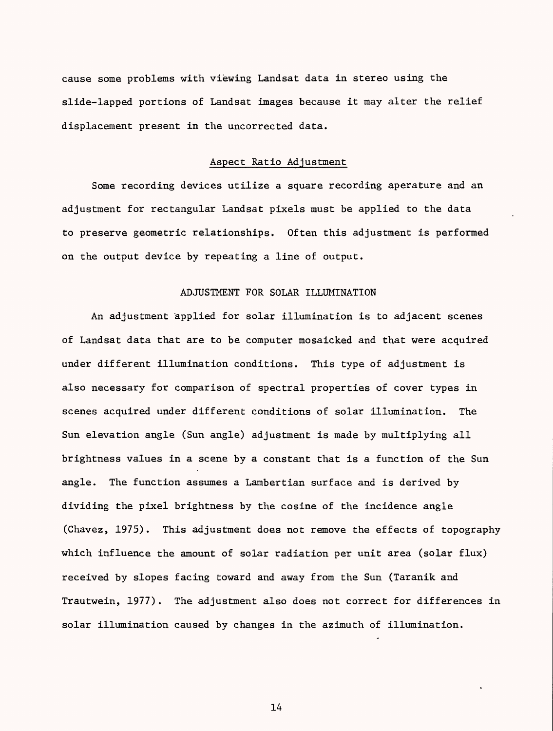cause some problems with viewing Landsat data in stereo using the slide-lapped portions of Landsat images because it may alter the relief displacement present in the uncorrected data.

### Aspect Ratio Adjustment

Some recording devices utilize a square recording aperature and an adjustment for rectangular Landsat pixels must be applied to the data to preserve geometric relationships. Often this adjustment is performed on the output device by repeating a line of output.

## ADJUSTMENT FOR SOLAR ILLUMINATION

An adjustment applied for solar illumination is to adjacent scenes of Landsat data that are to be computer mosaicked and that were acquired under different illumination conditions. This type of adjustment is also necessary for comparison of spectral properties of cover types in scenes acquired under different conditions of solar illumination. The Sun elevation angle (Sun angle) adjustment is made by multiplying all brightness values in a scene by a constant that is a function of the Sun angle. The function assumes a Lambertian surface and is derived by dividing the pixel brightness by the cosine of the incidence angle (Chavez, 1975). This adjustment does not remove the effects of topography which influence the amount of solar radiation per unit area (solar flux) received by slopes facing toward and away from the Sun (Taranik and Trautwein, 1977). The adjustment also does not correct for differences in solar illumination caused by changes in the azimuth of illumination.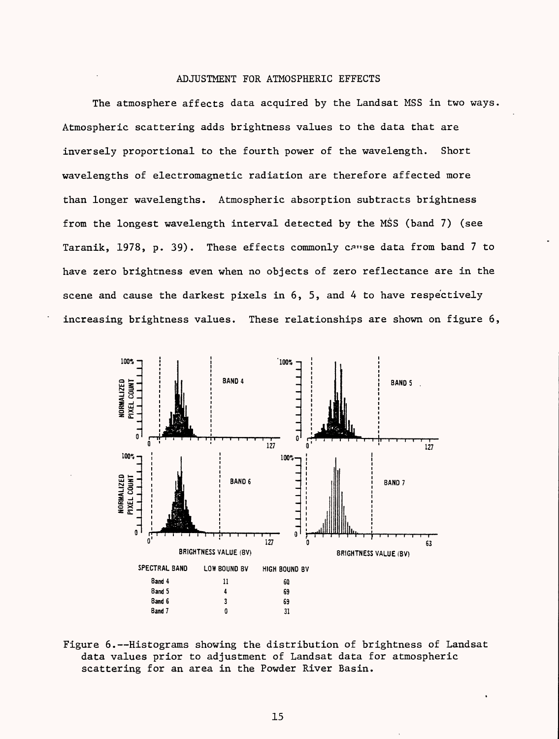## ADJUSTMENT FOR ATMOSPHERIC EFFECTS

The atmosphere affects data acquired by the Landsat MSS in two ways. Atmospheric scattering adds brightness values to the data that are inversely proportional to the fourth power of the wavelength. Short wavelengths of electromagnetic radiation are therefore affected more than longer wavelengths. Atmospheric absorption subtracts brightness from the longest wavelength interval detected by the MSS (band 7) (see Taranik, 1978, p. 39). These effects commonly cause data from band 7 to have zero brightness even when no objects of zero reflectance are in the scene and cause the darkest pixels in 6, 5, and 4 to have respectively increasing brightness values. These relationships are shown on figure 6,

| SPECTRAL BAND | LOW BOUND BV | HIGH BOUND BV |
|---|---|---|
| Band 4 | 11 | 60 |
| Band 5 | 4 | 69 |
| Band 6 | 3 | 69 |
| Band 7 | 0 | 31 |

Figure 6.--Histograms showing the distribution of brightness of Landsat data values prior to adjustment of Landsat data for atmospheric scattering for an area in the Powder River Basin.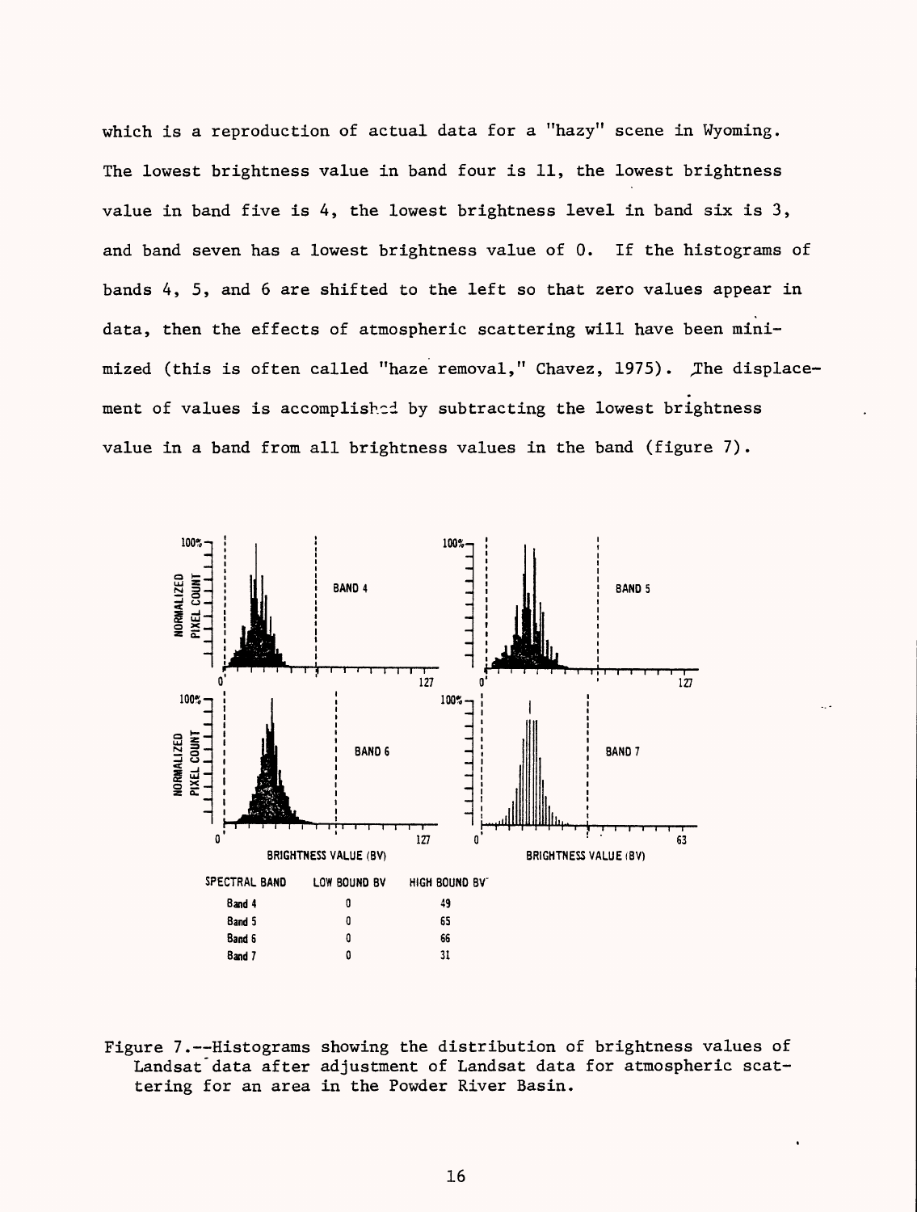which is a reproduction of actual data for a "hazy" scene in Wyoming. The lowest brightness value in band four is 11, the lowest brightness value in band five is 4, the lowest brightness level in band six is 3, and band seven has a lowest brightness value of 0. If the histograms of bands 4, 5, and 6 are shifted to the left so that zero values appear in data, then the effects of atmospheric scattering will have been minimized (this is often called "haze removal," Chavez, 1975). The displacement of values is accomplished by subtracting the lowest brightness value in a band from all brightness values in the band (figure 7).

| SPECTRAL BAND | LOW BOUND BV | HIGH BOUND BV |
|---|---|---|
| Band 4 | 0 | 49 |
| Band 5 | 0 | 65 |
| Band 6 | 0 | 66 |
| Band 7 | 0 | 31 |

Figure 7.--Histograms showing the distribution of brightness values of Landsat data after adjustment of Landsat data for atmospheric scattering for an area in the Powder River Basin.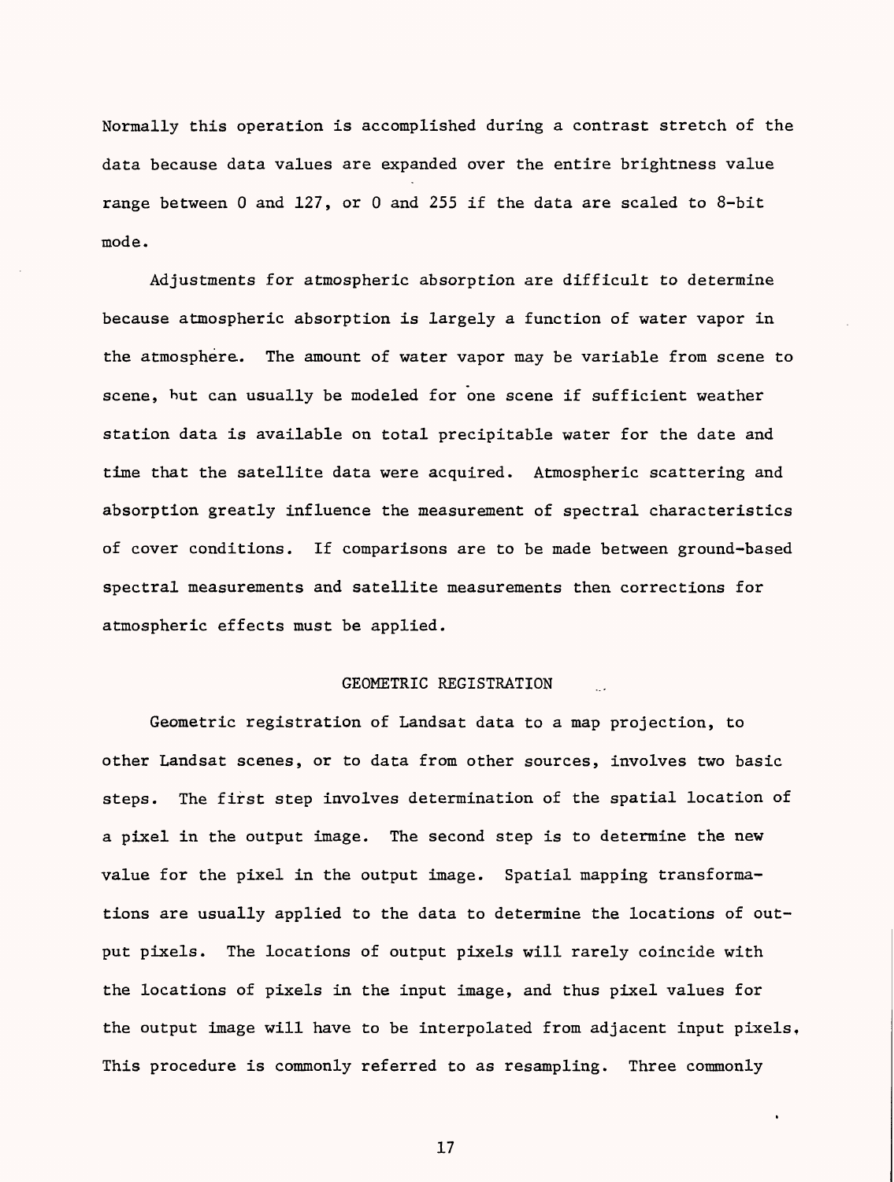Normally this operation is accomplished during a contrast stretch of the data because data values are expanded over the entire brightness value range between 0 and 127, or 0 and 255 if the data are scaled to 8-bit mode.

Adjustments for atmospheric absorption are difficult to determine because atmospheric absorption is largely a function of water vapor in the atmosphere. The amount of water vapor may be variable from scene to scene, but can usually be modeled for one scene if sufficient weather station data is available on total precipitable water for the date and time that the satellite data were acquired. Atmospheric scattering and absorption greatly influence the measurement of spectral characteristics of cover conditions. If comparisons are to be made between ground-based spectral measurements and satellite measurements then corrections for atmospheric effects must be applied.

## GEOMETRIC REGISTRATION

Geometric registration of Landsat data to a map projection, to other Landsat scenes, or to data from other sources, involves two basic steps. The first step involves determination of the spatial location of a pixel in the output image. The second step is to determine the new value for the pixel in the output image. Spatial mapping transformations are usually applied to the data to determine the locations of output pixels. The locations of output pixels will rarely coincide with the locations of pixels in the input image, and thus pixel values for the output image will have to be interpolated from adjacent input pixels. This procedure is commonly referred to as resampling. Three commonly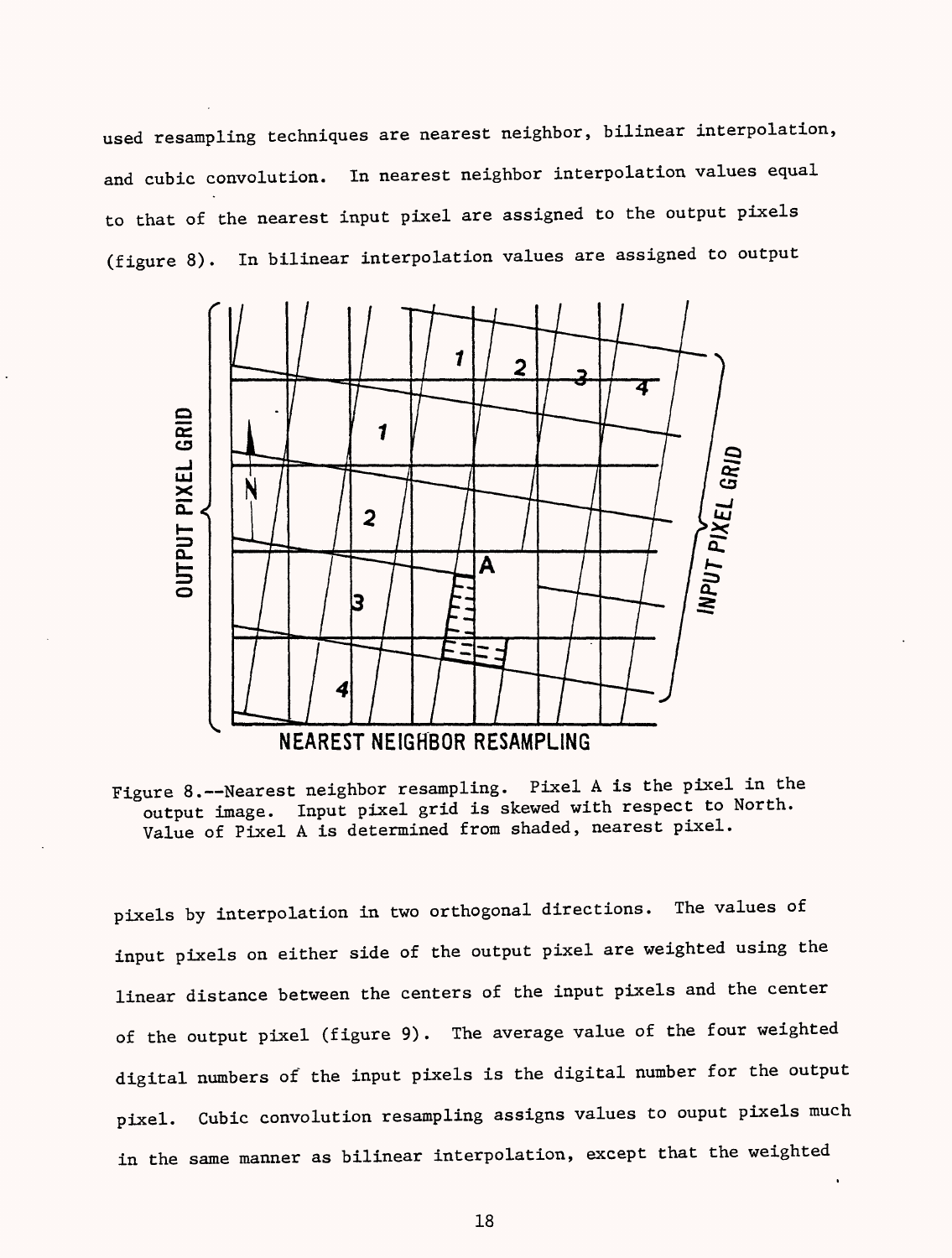used resampling techniques are nearest neighbor, bilinear interpolation, and cubic convolution. In nearest neighbor interpolation values equal to that of the nearest input pixel are assigned to the output pixels (figure 8). In bilinear interpolation values are assigned to output

Figure 8.--Nearest neighbor resampling. Pixel A is the pixel in the output image. Input pixel grid is skewed with respect to North. Value of Pixel A is determined from shaded, nearest pixel.

pixels by interpolation in two orthogonal directions. The values of input pixels on either side of the output pixel are weighted using the linear distance between the centers of the input pixels and the center of the output pixel (figure 9). The average value of the four weighted digital numbers of the input pixels is the digital number for the output pixel. Cubic convolution resampling assigns values to ouput pixels much in the same manner as bilinear interpolation, except that the weighted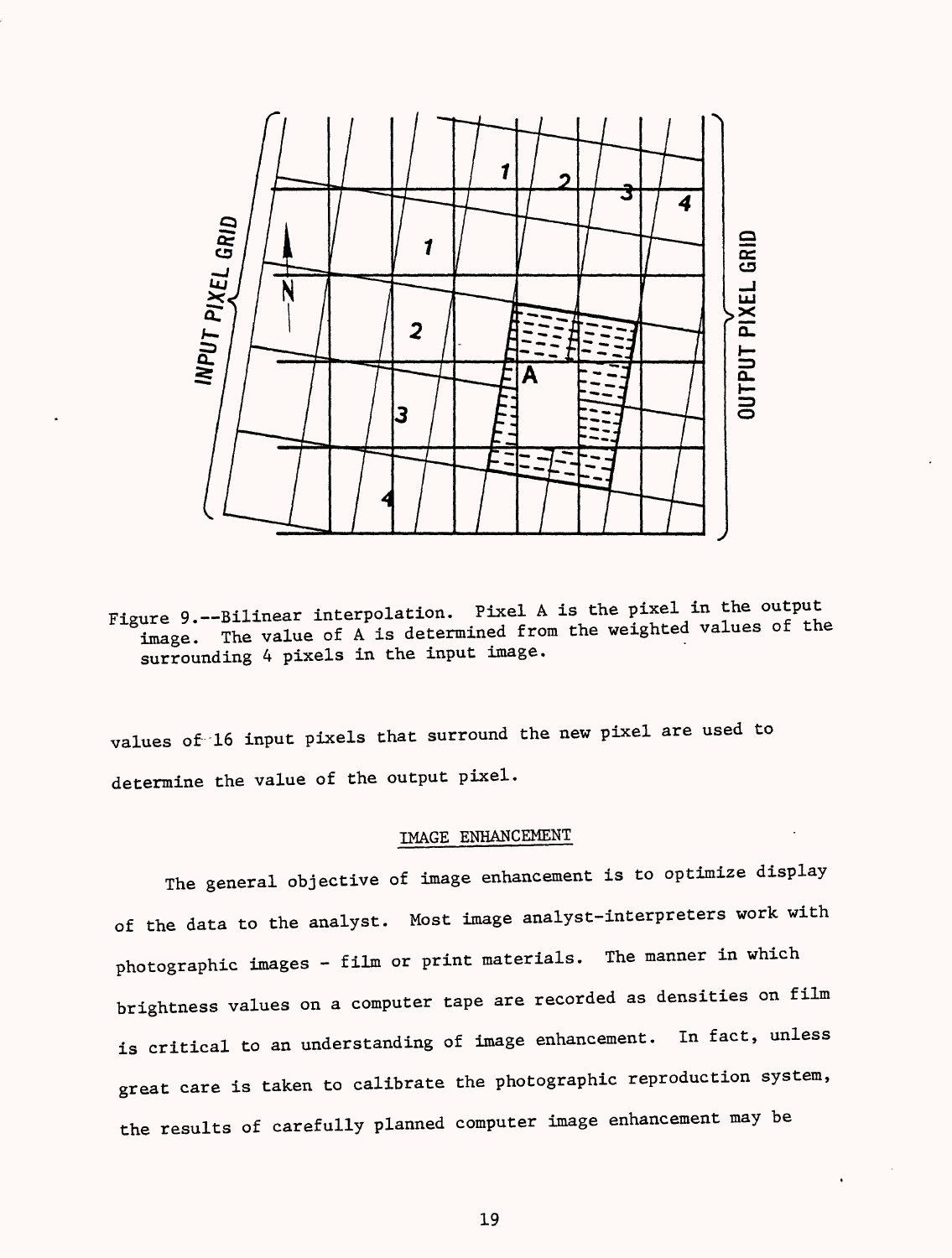Figure 9.--Bilinear interpolation. Pixel A is the pixel in the output image. The value of A is determined from the weighted values of the surrounding 4 pixels in the input image.

values of 16 input pixels that surround the new pixel are used to determine the value of the output pixel.

## IMAGE ENHANCEMENT

The general objective of image enhancement is to optimize display of the data to the analyst. Most image analyst-interpreters work with photographic images - film or print materials. The manner in which brightness values on a computer tape are recorded as densities on film is critical to an understanding of image enhancement. In fact, unless great care is taken to calibrate the photographic reproduction system, the results of carefully planned computer image enhancement may be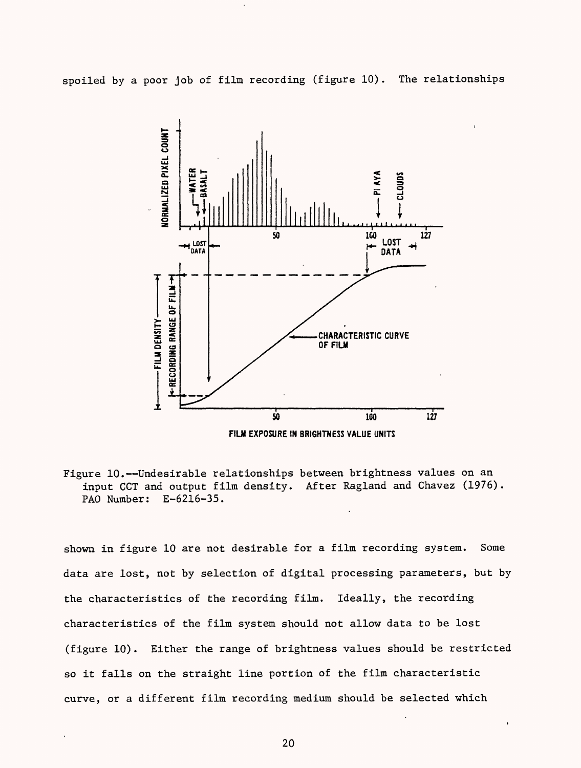spoiled by a poor job of film recording (figure 10). The relationships

Figure 10.--Undesirable relationships between brightness values on an input CCT and output film density. After Ragland and Chavez (1976). PAO Number: E-6216-35.

shown in figure 10 are not desirable for a film recording system. Some data are lost, not by selection of digital processing parameters, but by the characteristics of the recording film. Ideally, the recording characteristics of the film system should not allow data to be lost (figure 10). Either the range of brightness values should be restricted so it falls on the straight line portion of the film characteristic curve, or a different film recording medium should be selected which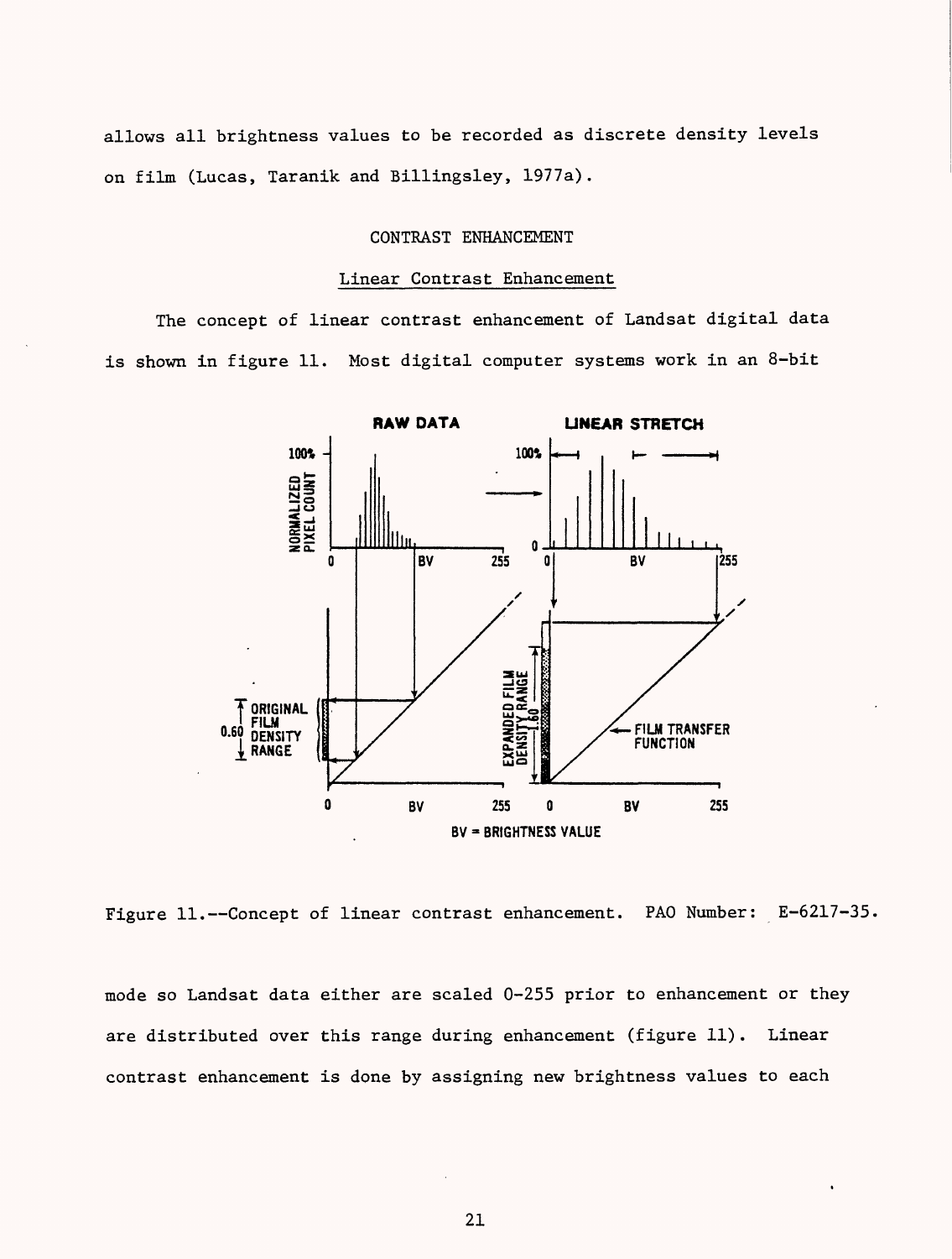allows all brightness values to be recorded as discrete density levels on film (Lucas, Taranik and Billingsley, 1977a).

## CONTRAST ENHANCEMENT

### Linear Contrast Enhancement

The concept of linear contrast enhancement of Landsat digital data is shown in figure 11. Most digital computer systems work in an 8-bit

Figure 11.--Concept of linear contrast enhancement. PAO Number: E-6217-35.

mode so Landsat data either are scaled 0-255 prior to enhancement or they are distributed over this range during enhancement (figure 11). Linear contrast enhancement is done by assigning new brightness values to each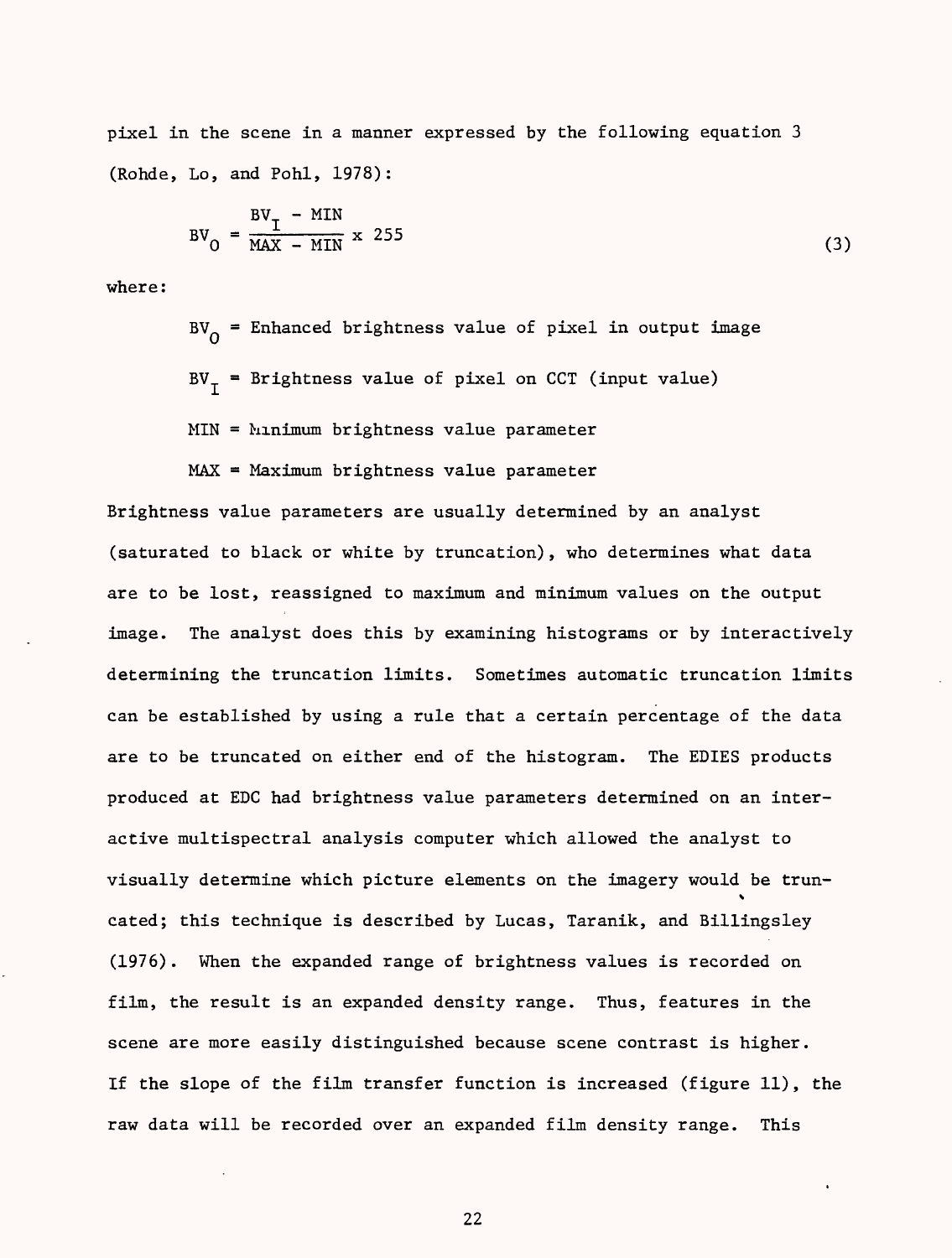pixel in the scene in a manner expressed by the following equation 3 (Rohde, Lo, and Pohl, 1978):

$$BV_O = \frac{BV_I - MIN}{MAX - MIN} \times 255 \tag{3}$$

where:

$BV_O$ = Enhanced brightness value of pixel in output image

$BV_I$ = Brightness value of pixel on CCT (input value)

MIN = Minimum brightness value parameter

MAX = Maximum brightness value parameter

Brightness value parameters are usually determined by an analyst (saturated to black or white by truncation), who determines what data are to be lost, reassigned to maximum and minimum values on the output image. The analyst does this by examining histograms or by interactively determining the truncation limits. Sometimes automatic truncation limits can be established by using a rule that a certain percentage of the data are to be truncated on either end of the histogram. The EDIES products produced at EDC had brightness value parameters determined on an interactive multispectral analysis computer which allowed the analyst to visually determine which picture elements on the imagery would be truncated; this technique is described by Lucas, Taranik, and Billingsley (1976). When the expanded range of brightness values is recorded on film, the result is an expanded density range. Thus, features in the scene are more easily distinguished because scene contrast is higher. If the slope of the film transfer function is increased (figure 11), the raw data will be recorded over an expanded film density range. This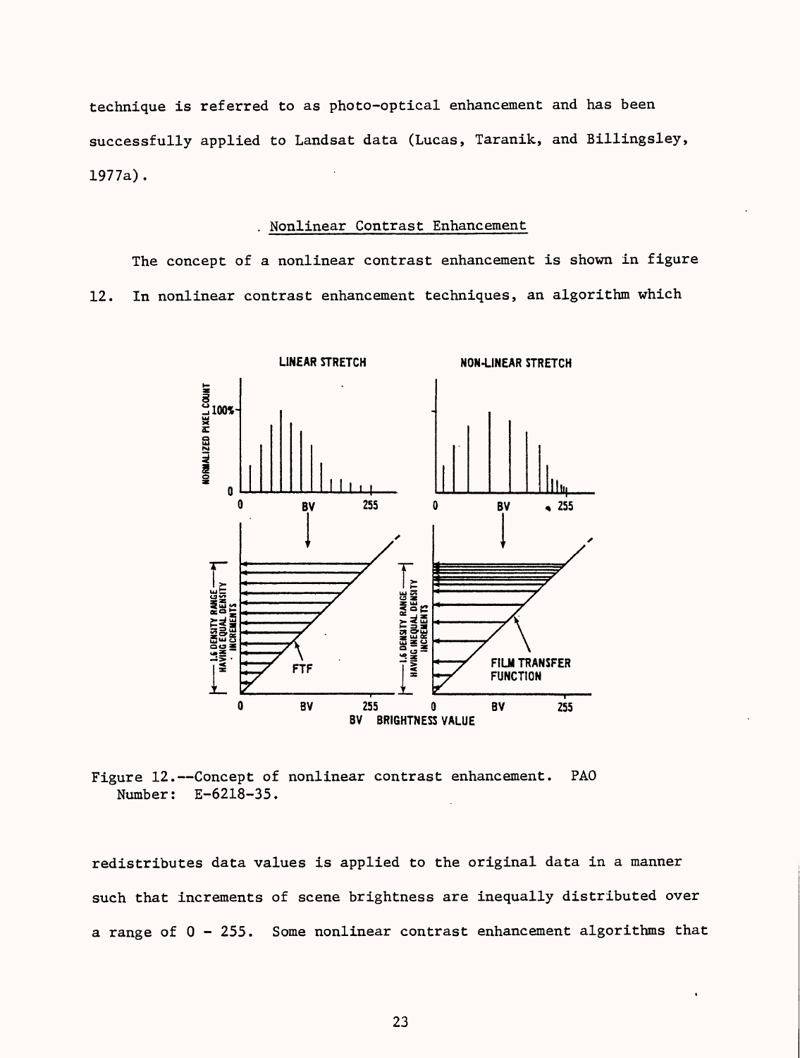technique is referred to as photo-optical enhancement and has been successfully applied to Landsat data (Lucas, Taranik, and Billingsley, 1977a).

## Nonlinear Contrast Enhancement

The concept of a nonlinear contrast enhancement is shown in figure 12. In nonlinear contrast enhancement techniques, an algorithm which

Figure 12.--Concept of nonlinear contrast enhancement. PAO Number: E-6218-35.

redistributes data values is applied to the original data in a manner such that increments of scene brightness are inequally distributed over a range of 0 - 255. Some nonlinear contrast enhancement algorithms that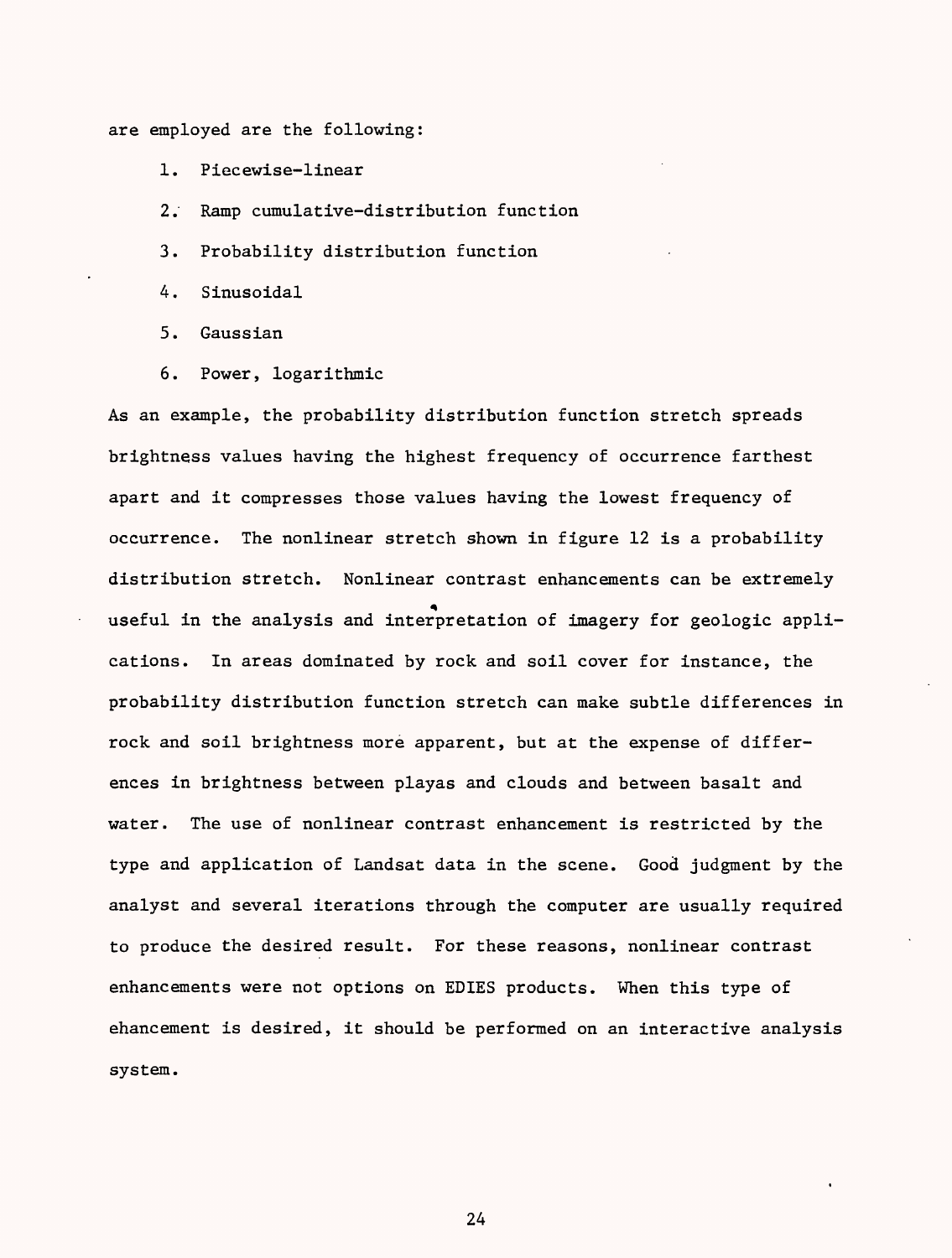are employed are the following:

1. Piecewise-linear
2. Ramp cumulative-distribution function
3. Probability distribution function
4. Sinusoidal
5. Gaussian
6. Power, logarithmic

As an example, the probability distribution function stretch spreads brightness values having the highest frequency of occurrence farthest apart and it compresses those values having the lowest frequency of occurrence. The nonlinear stretch shown in figure 12 is a probability distribution stretch. Nonlinear contrast enhancements can be extremely useful in the analysis and interpretation of imagery for geologic applications. In areas dominated by rock and soil cover for instance, the probability distribution function stretch can make subtle differences in rock and soil brightness more apparent, but at the expense of differences in brightness between playas and clouds and between basalt and water. The use of nonlinear contrast enhancement is restricted by the type and application of Landsat data in the scene. Good judgment by the analyst and several iterations through the computer are usually required to produce the desired result. For these reasons, nonlinear contrast enhancements were not options on EDIES products. When this type of ehancement is desired, it should be performed on an interactive analysis system.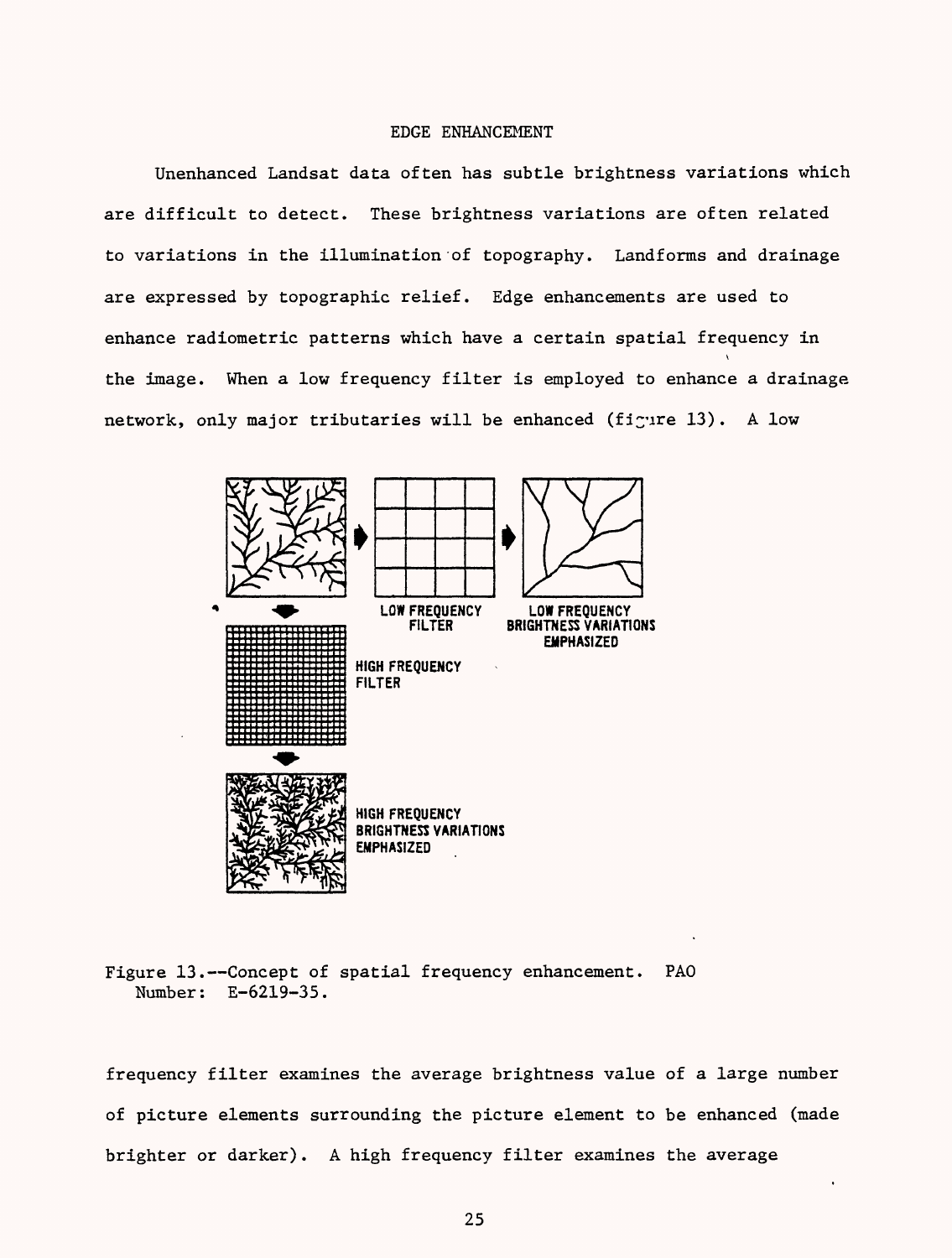# EDGE ENHANCEMENT

Unenhanced Landsat data often has subtle brightness variations which are difficult to detect. These brightness variations are often related to variations in the illumination of topography. Landforms and drainage are expressed by topographic relief. Edge enhancements are used to enhance radiometric patterns which have a certain spatial frequency in the image. When a low frequency filter is employed to enhance a drainage network, only major tributaries will be enhanced (figure 13). A low

LOW FREQUENCY FILTER

LOW FREQUENCY BRIGHTNESS VARIATIONS EMPHASIZED

HIGH FREQUENCY FILTER

HIGH FREQUENCY BRIGHTNESS VARIATIONS EMPHASIZED

Figure 13.--Concept of spatial frequency enhancement. PAO Number: E-6219-35.

frequency filter examines the average brightness value of a large number of picture elements surrounding the picture element to be enhanced (made brighter or darker). A high frequency filter examines the average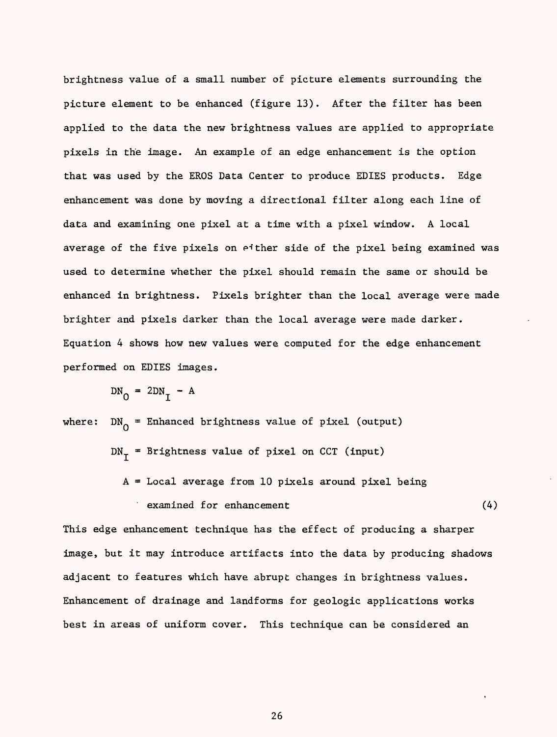brightness value of a small number of picture elements surrounding the picture element to be enhanced (figure 13). After the filter has been applied to the data the new brightness values are applied to appropriate pixels in the image. An example of an edge enhancement is the option that was used by the EROS Data Center to produce EDIES products. Edge enhancement was done by moving a directional filter along each line of data and examining one pixel at a time with a pixel window. A local average of the five pixels on either side of the pixel being examined was used to determine whether the pixel should remain the same or should be enhanced in brightness. Pixels brighter than the local average were made brighter and pixels darker than the local average were made darker. Equation 4 shows how new values were computed for the edge enhancement performed on EDIES images.

$$DN_O = 2DN_I - A \tag{4}$$

where: $DN_O$ = Enhanced brightness value of pixel (output)

$DN_I$ = Brightness value of pixel on CCT (input)

$A$ = Local average from 10 pixels around pixel being examined for enhancement

This edge enhancement technique has the effect of producing a sharper image, but it may introduce artifacts into the data by producing shadows adjacent to features which have abrupt changes in brightness values. Enhancement of drainage and landforms for geologic applications works best in areas of uniform cover. This technique can be considered an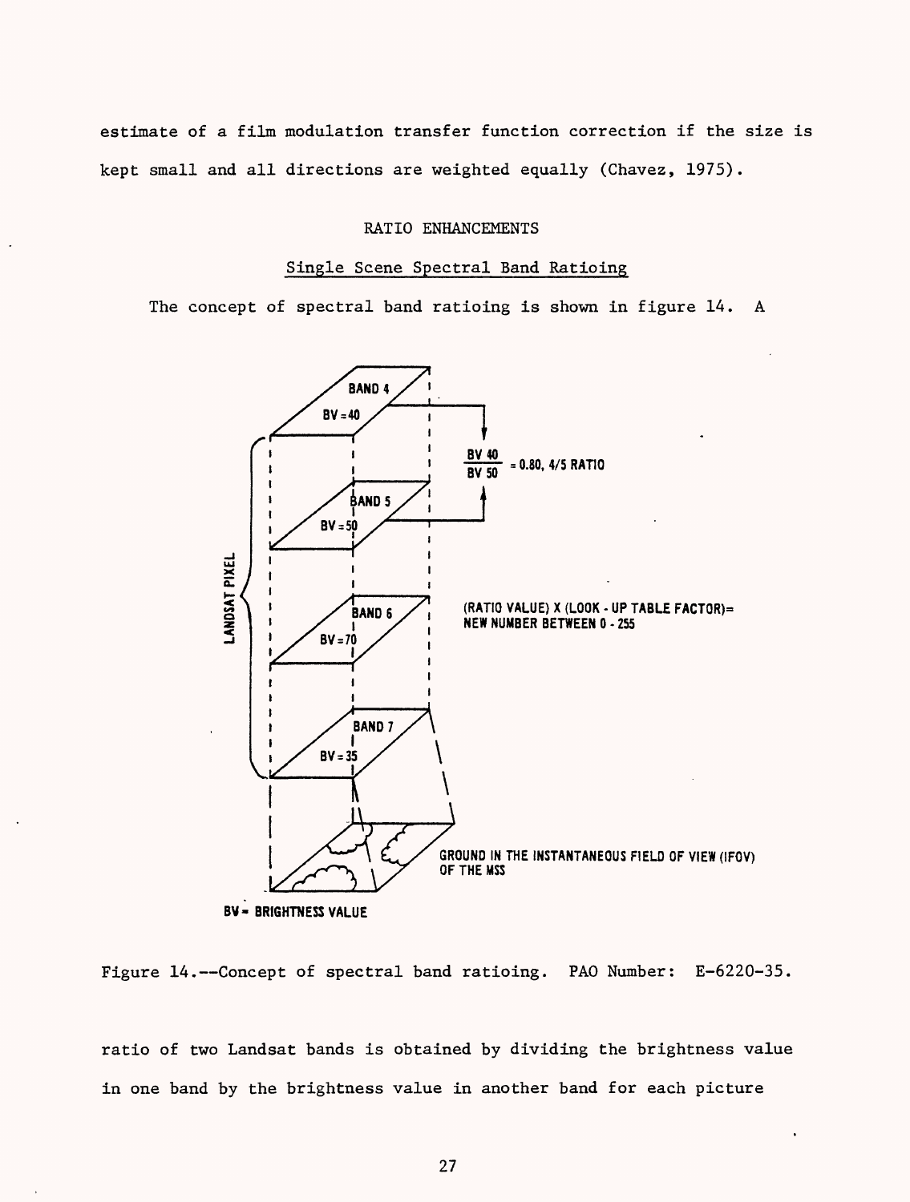estimate of a film modulation transfer function correction if the size is kept small and all directions are weighted equally (Chavez, 1975).

## RATIO ENHANCEMENTS

### Single Scene Spectral Band Ratioing

The concept of spectral band ratioing is shown in figure 14. A

Figure 14.--Concept of spectral band ratioing. PAO Number: E-6220-35.

ratio of two Landsat bands is obtained by dividing the brightness value in one band by the brightness value in another band for each picture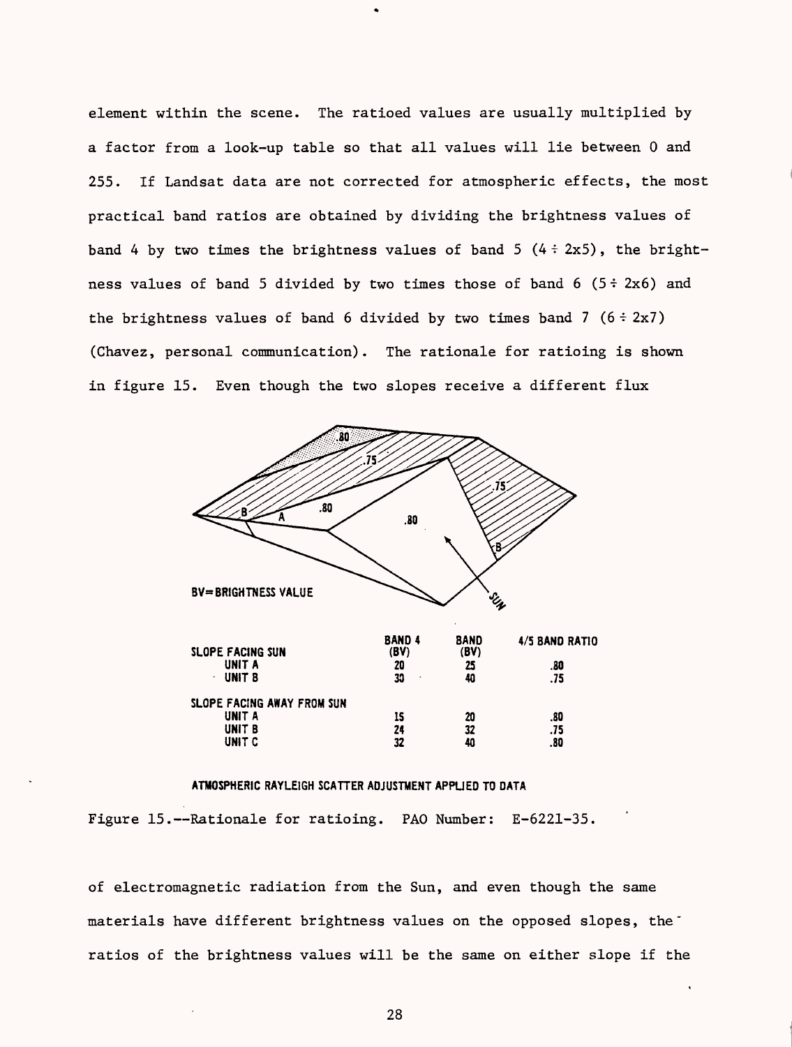element within the scene. The ratioed values are usually multiplied by a factor from a look-up table so that all values will lie between 0 and 255. If Landsat data are not corrected for atmospheric effects, the most practical band ratios are obtained by dividing the brightness values of band 4 by two times the brightness values of band 5 (4 ÷ 2x5), the brightness values of band 5 divided by two times those of band 6 (5 ÷ 2x6) and the brightness values of band 6 divided by two times band 7 (6 ÷ 2x7) (Chavez, personal communication). The rationale for ratioing is shown in figure 15. Even though the two slopes receive a different flux

BV=BRIGHTNESS VALUE

| | BAND 4 (BV) | BAND (BV) | 4/5 BAND RATIO |
|---|---|---|---|
| SLOPE FACING SUN | | | |
| UNIT A | 20 | 25 | .80 |
| UNIT B | 30 | 40 | .75 |
| SLOPE FACING AWAY FROM SUN | | | |
| UNIT A | 15 | 20 | .80 |
| UNIT B | 24 | 32 | .75 |
| UNIT C | 32 | 40 | .80 |

ATMOSPHERIC RAYLEIGH SCATTER ADJUSTMENT APPLIED TO DATA

Figure 15.--Rationale for ratioing. PAO Number: E-6221-35.

of electromagnetic radiation from the Sun, and even though the same materials have different brightness values on the opposed slopes, the ratios of the brightness values will be the same on either slope if the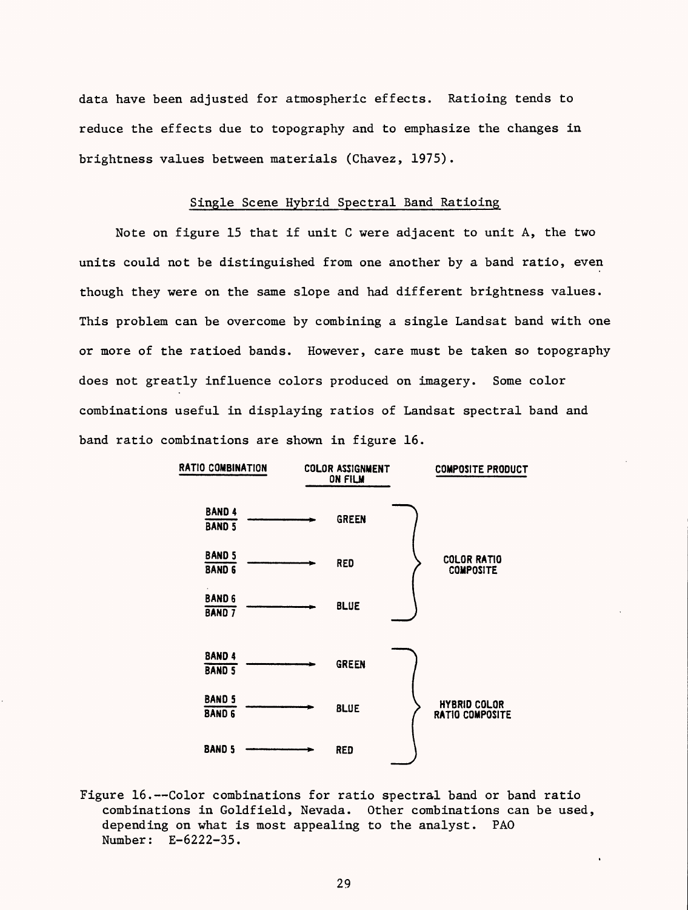data have been adjusted for atmospheric effects. Ratioing tends to reduce the effects due to topography and to emphasize the changes in brightness values between materials (Chavez, 1975).

## Single Scene Hybrid Spectral Band Ratioing

Note on figure 15 that if unit C were adjacent to unit A, the two units could not be distinguished from one another by a band ratio, even though they were on the same slope and had different brightness values. This problem can be overcome by combining a single Landsat band with one or more of the ratioed bands. However, care must be taken so topography does not greatly influence colors produced on imagery. Some color combinations useful in displaying ratios of Landsat spectral band and band ratio combinations are shown in figure 16.

| RATIO COMBINATION | COLOR ASSIGNMENT ON FILM | COMPOSITE PRODUCT |
|---|---|---|
| BAND 4 / BAND 5 → | GREEN | COLOR RATIO COMPOSITE |
| BAND 5 / BAND 6 → | RED | |
| BAND 6 / BAND 7 → | BLUE | |
| BAND 4 / BAND 5 → | GREEN | HYBRID COLOR RATIO COMPOSITE |
| BAND 5 / BAND 6 → | BLUE | |
| BAND 5 → | RED | |

Figure 16.--Color combinations for ratio spectral band or band ratio combinations in Goldfield, Nevada. Other combinations can be used, depending on what is most appealing to the analyst. PAO Number: E-6222-35.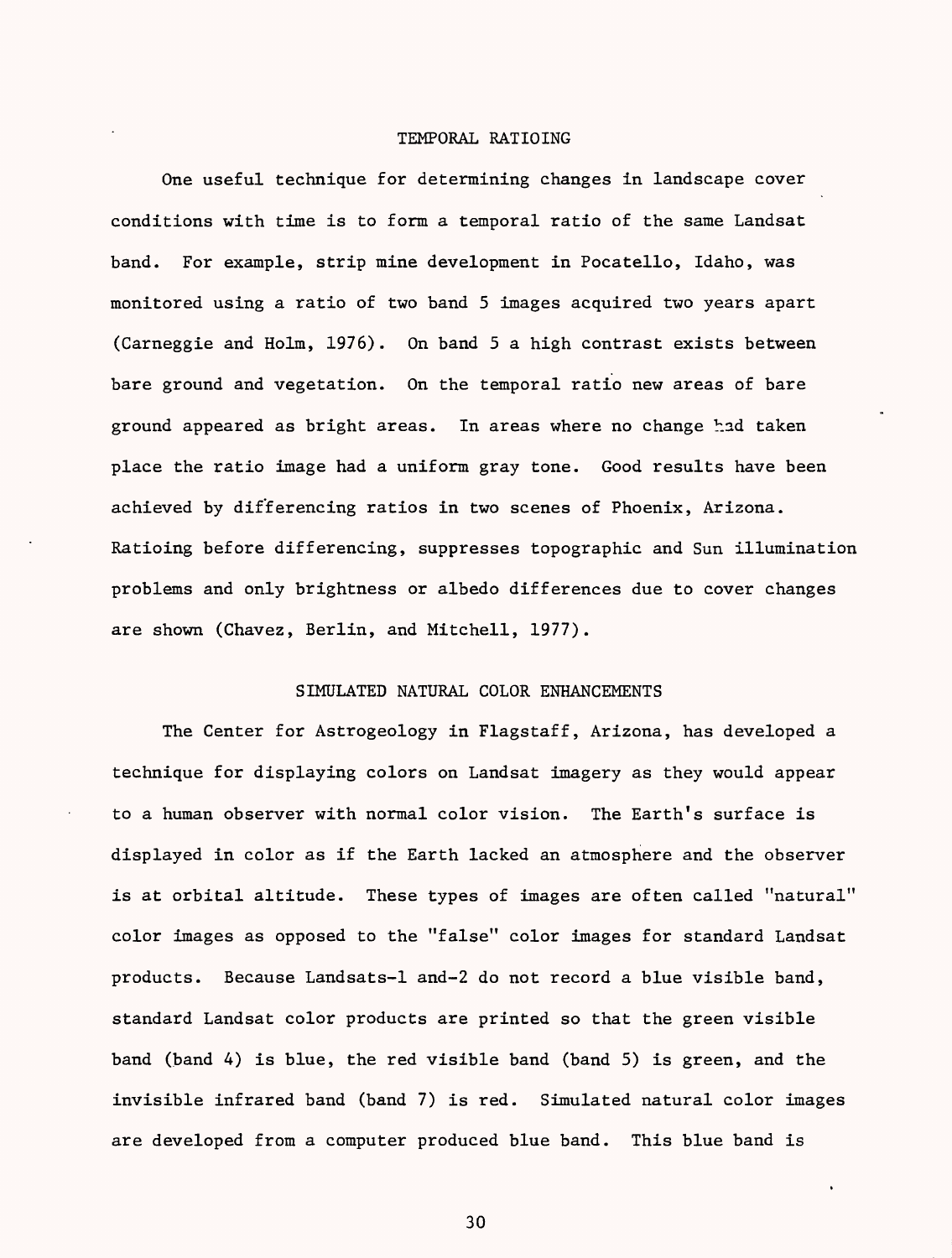## TEMPORAL RATIOING

One useful technique for determining changes in landscape cover conditions with time is to form a temporal ratio of the same Landsat band. For example, strip mine development in Pocatello, Idaho, was monitored using a ratio of two band 5 images acquired two years apart (Carneggie and Holm, 1976). On band 5 a high contrast exists between bare ground and vegetation. On the temporal ratio new areas of bare ground appeared as bright areas. In areas where no change had taken place the ratio image had a uniform gray tone. Good results have been achieved by differencing ratios in two scenes of Phoenix, Arizona. Ratioing before differencing, suppresses topographic and Sun illumination problems and only brightness or albedo differences due to cover changes are shown (Chavez, Berlin, and Mitchell, 1977).

## SIMULATED NATURAL COLOR ENHANCEMENTS

The Center for Astrogeology in Flagstaff, Arizona, has developed a technique for displaying colors on Landsat imagery as they would appear to a human observer with normal color vision. The Earth's surface is displayed in color as if the Earth lacked an atmosphere and the observer is at orbital altitude. These types of images are often called "natural" color images as opposed to the "false" color images for standard Landsat products. Because Landsats-1 and-2 do not record a blue visible band, standard Landsat color products are printed so that the green visible band (band 4) is blue, the red visible band (band 5) is green, and the invisible infrared band (band 7) is red. Simulated natural color images are developed from a computer produced blue band. This blue band is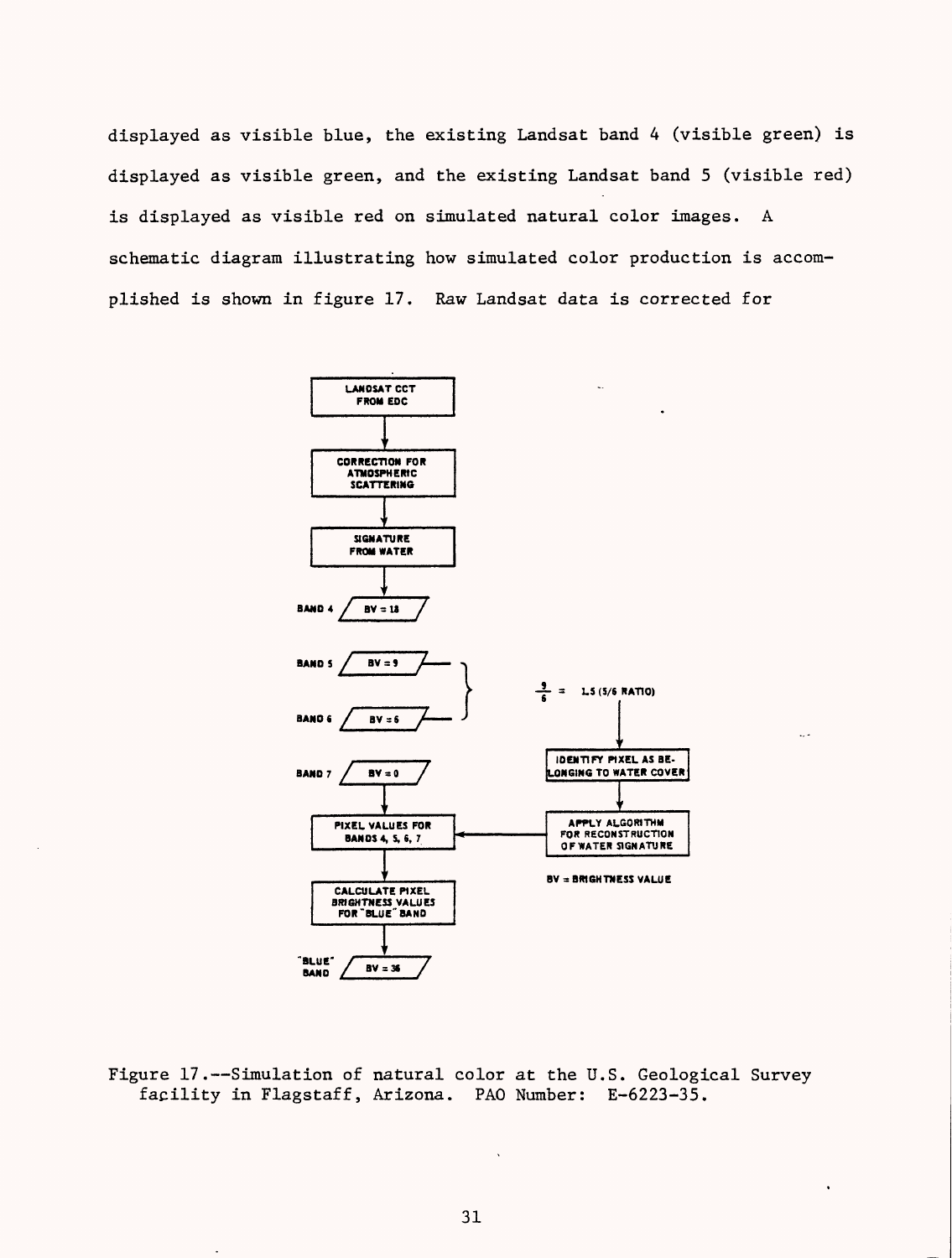displayed as visible blue, the existing Landsat band 4 (visible green) is displayed as visible green, and the existing Landsat band 5 (visible red) is displayed as visible red on simulated natural color images. A schematic diagram illustrating how simulated color production is accomplished is shown in figure 17. Raw Landsat data is corrected for

LANDSAT CCT FROM EDC

CORRECTION FOR ATMOSPHERIC SCATTERING

SIGNATURE FROM WATER

BAND 4 — BV = 18

BAND 5 — BV = 9

BAND 6 — BV = 6

$\frac{9}{6}$ = 1.5 (5/6 RATIO)

BAND 7 — BV = 0

IDENTIFY PIXEL AS BELONGING TO WATER COVER

PIXEL VALUES FOR BANDS 4, 5, 6, 7

APPLY ALGORITHM FOR RECONSTRUCTION OF WATER SIGNATURE

BV = BRIGHTNESS VALUE

CALCULATE PIXEL BRIGHTNESS VALUES FOR "BLUE" BAND

"BLUE" BAND — BV = 36

Figure 17.--Simulation of natural color at the U.S. Geological Survey facility in Flagstaff, Arizona. PAO Number: E-6223-35.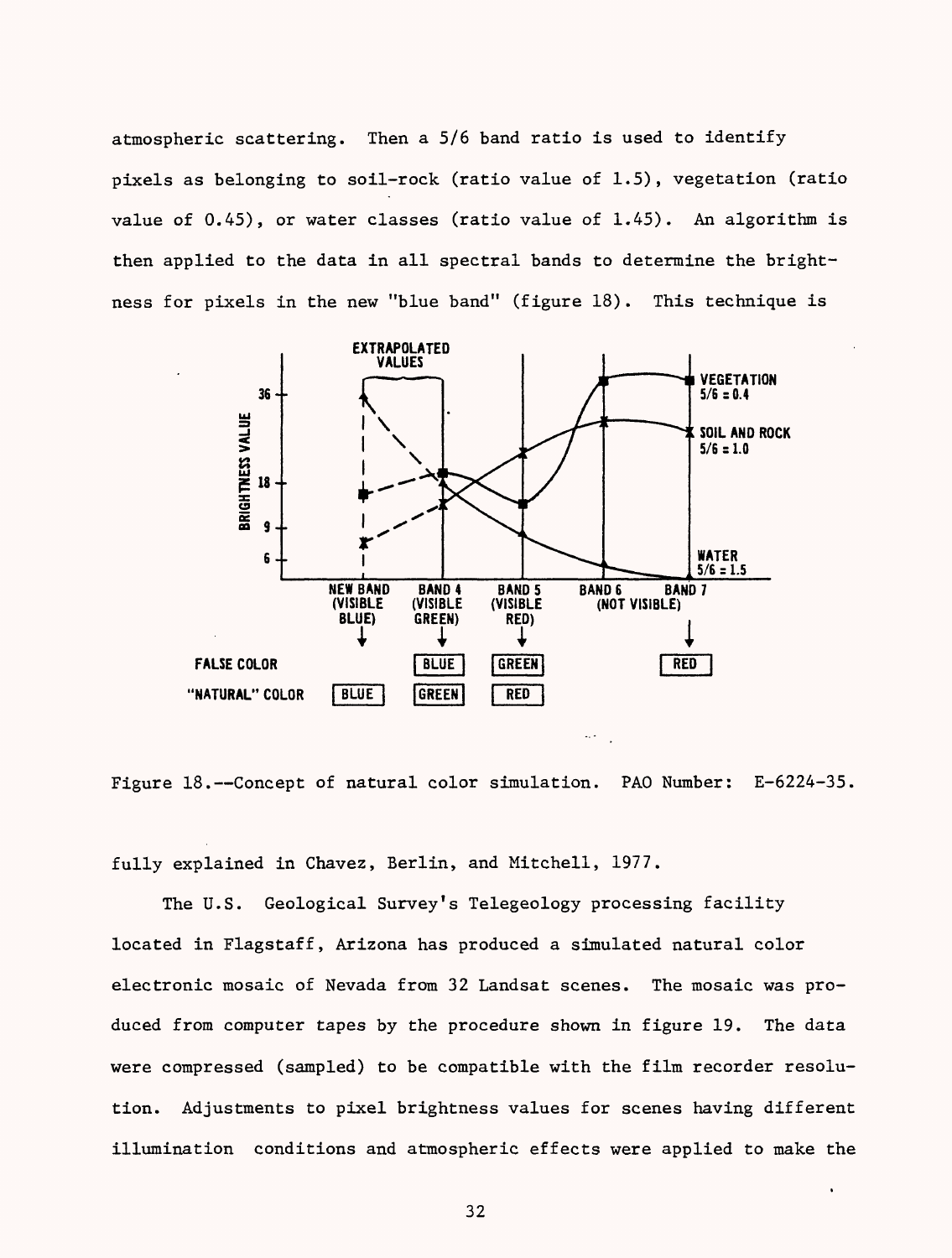atmospheric scattering. Then a 5/6 band ratio is used to identify pixels as belonging to soil-rock (ratio value of 1.5), vegetation (ratio value of 0.45), or water classes (ratio value of 1.45). An algorithm is then applied to the data in all spectral bands to determine the brightness for pixels in the new "blue band" (figure 18). This technique is

Figure 18.--Concept of natural color simulation. PAO Number: E-6224-35.

fully explained in Chavez, Berlin, and Mitchell, 1977.

The U.S. Geological Survey's Telegeology processing facility located in Flagstaff, Arizona has produced a simulated natural color electronic mosaic of Nevada from 32 Landsat scenes. The mosaic was produced from computer tapes by the procedure shown in figure 19. The data were compressed (sampled) to be compatible with the film recorder resolution. Adjustments to pixel brightness values for scenes having different illumination conditions and atmospheric effects were applied to make the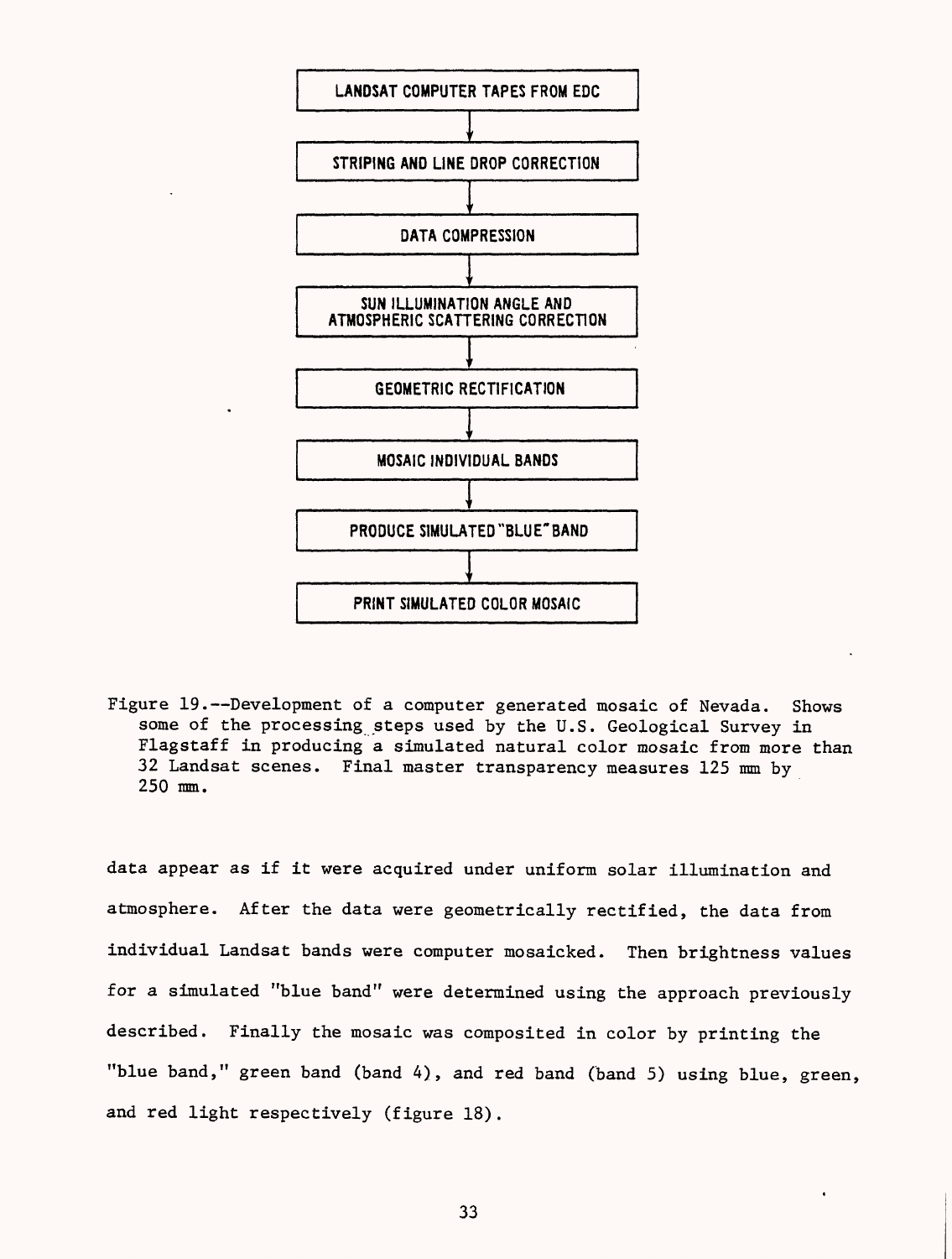LANDSAT COMPUTER TAPES FROM EDC

↓

STRIPING AND LINE DROP CORRECTION

↓

DATA COMPRESSION

↓

SUN ILLUMINATION ANGLE AND ATMOSPHERIC SCATTERING CORRECTION

↓

GEOMETRIC RECTIFICATION

↓

MOSAIC INDIVIDUAL BANDS

↓

PRODUCE SIMULATED "BLUE" BAND

↓

PRINT SIMULATED COLOR MOSAIC

Figure 19.--Development of a computer generated mosaic of Nevada. Shows some of the processing steps used by the U.S. Geological Survey in Flagstaff in producing a simulated natural color mosaic from more than 32 Landsat scenes. Final master transparency measures 125 mm by 250 mm.

data appear as if it were acquired under uniform solar illumination and atmosphere. After the data were geometrically rectified, the data from individual Landsat bands were computer mosaicked. Then brightness values for a simulated "blue band" were determined using the approach previously described. Finally the mosaic was composited in color by printing the "blue band," green band (band 4), and red band (band 5) using blue, green, and red light respectively (figure 18).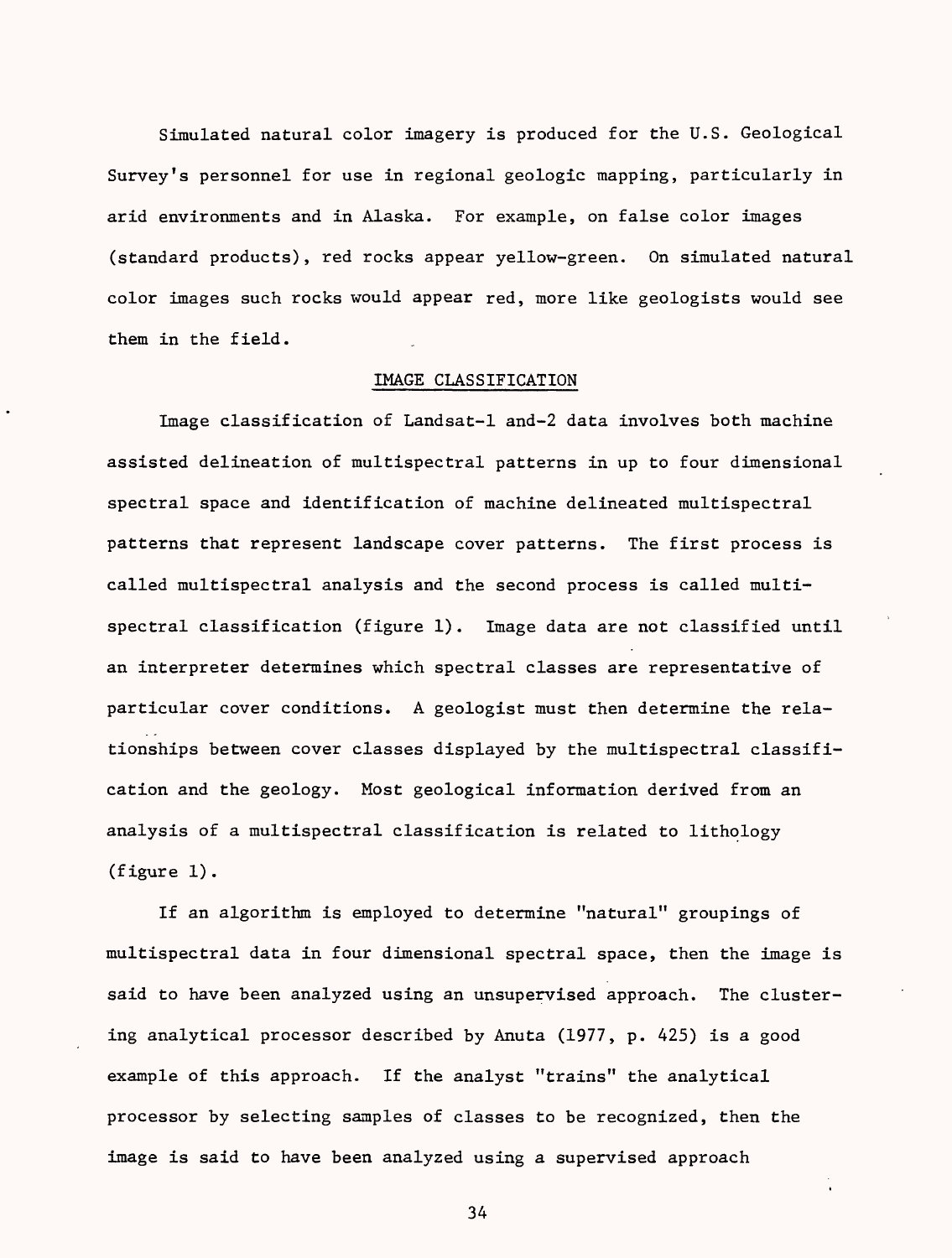Simulated natural color imagery is produced for the U.S. Geological Survey's personnel for use in regional geologic mapping, particularly in arid environments and in Alaska. For example, on false color images (standard products), red rocks appear yellow-green. On simulated natural color images such rocks would appear red, more like geologists would see them in the field.

## IMAGE CLASSIFICATION

Image classification of Landsat-1 and-2 data involves both machine assisted delineation of multispectral patterns in up to four dimensional spectral space and identification of machine delineated multispectral patterns that represent landscape cover patterns. The first process is called multispectral analysis and the second process is called multispectral classification (figure 1). Image data are not classified until an interpreter determines which spectral classes are representative of particular cover conditions. A geologist must then determine the relationships between cover classes displayed by the multispectral classification and the geology. Most geological information derived from an analysis of a multispectral classification is related to lithology (figure 1).

If an algorithm is employed to determine "natural" groupings of multispectral data in four dimensional spectral space, then the image is said to have been analyzed using an unsupervised approach. The clustering analytical processor described by Anuta (1977, p. 425) is a good example of this approach. If the analyst "trains" the analytical processor by selecting samples of classes to be recognized, then the image is said to have been analyzed using a supervised approach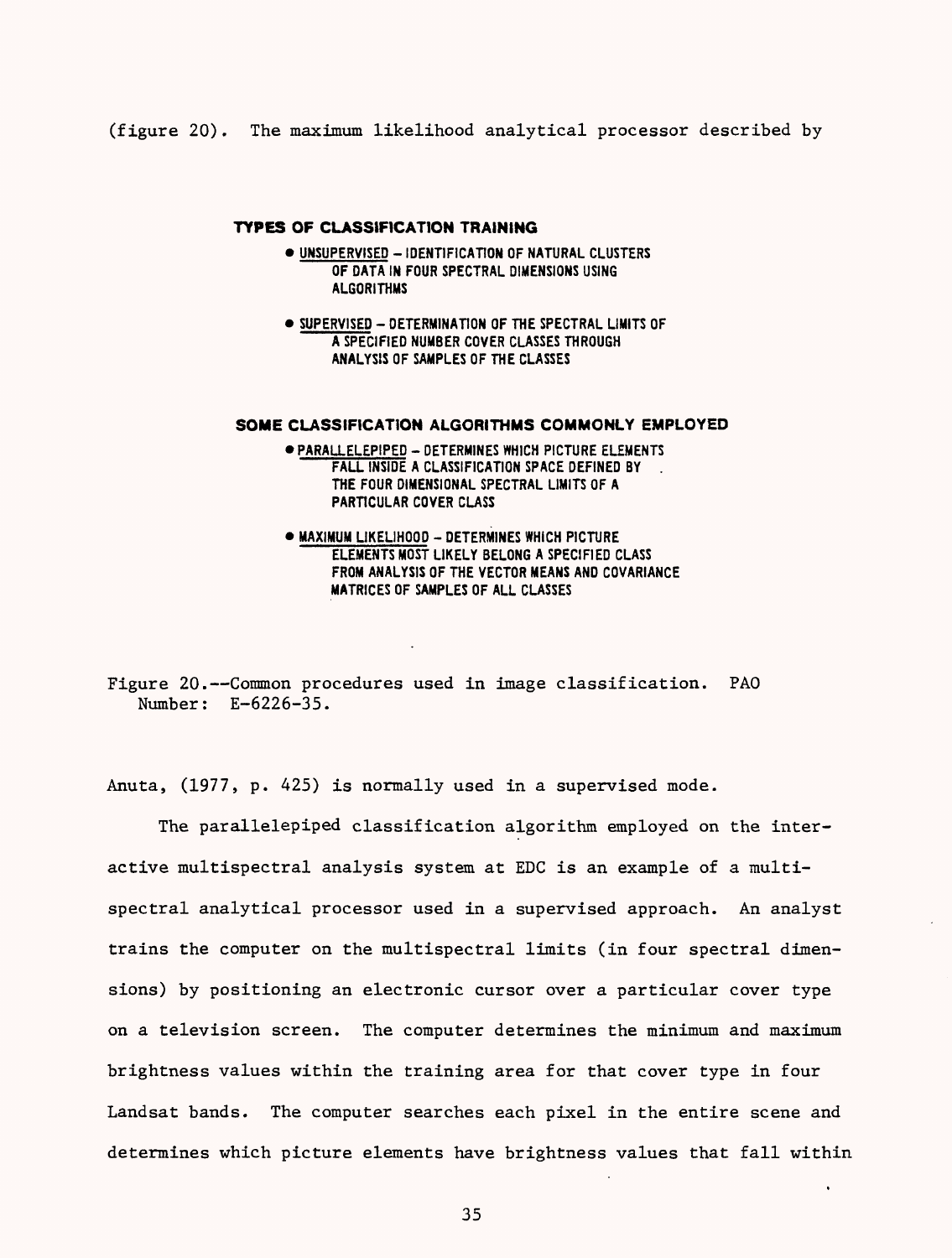(figure 20). The maximum likelihood analytical processor described by

**TYPES OF CLASSIFICATION TRAINING**

- UNSUPERVISED – IDENTIFICATION OF NATURAL CLUSTERS OF DATA IN FOUR SPECTRAL DIMENSIONS USING ALGORITHMS
- SUPERVISED – DETERMINATION OF THE SPECTRAL LIMITS OF A SPECIFIED NUMBER COVER CLASSES THROUGH ANALYSIS OF SAMPLES OF THE CLASSES

**SOME CLASSIFICATION ALGORITHMS COMMONLY EMPLOYED**

- PARALLELEPIPED – DETERMINES WHICH PICTURE ELEMENTS FALL INSIDE A CLASSIFICATION SPACE DEFINED BY THE FOUR DIMENSIONAL SPECTRAL LIMITS OF A PARTICULAR COVER CLASS
- MAXIMUM LIKELIHOOD – DETERMINES WHICH PICTURE ELEMENTS MOST LIKELY BELONG A SPECIFIED CLASS FROM ANALYSIS OF THE VECTOR MEANS AND COVARIANCE MATRICES OF SAMPLES OF ALL CLASSES

Figure 20.--Common procedures used in image classification. PAO Number: E-6226-35.

Anuta, (1977, p. 425) is normally used in a supervised mode.

The parallelepiped classification algorithm employed on the interactive multispectral analysis system at EDC is an example of a multispectral analytical processor used in a supervised approach. An analyst trains the computer on the multispectral limits (in four spectral dimensions) by positioning an electronic cursor over a particular cover type on a television screen. The computer determines the minimum and maximum brightness values within the training area for that cover type in four Landsat bands. The computer searches each pixel in the entire scene and determines which picture elements have brightness values that fall within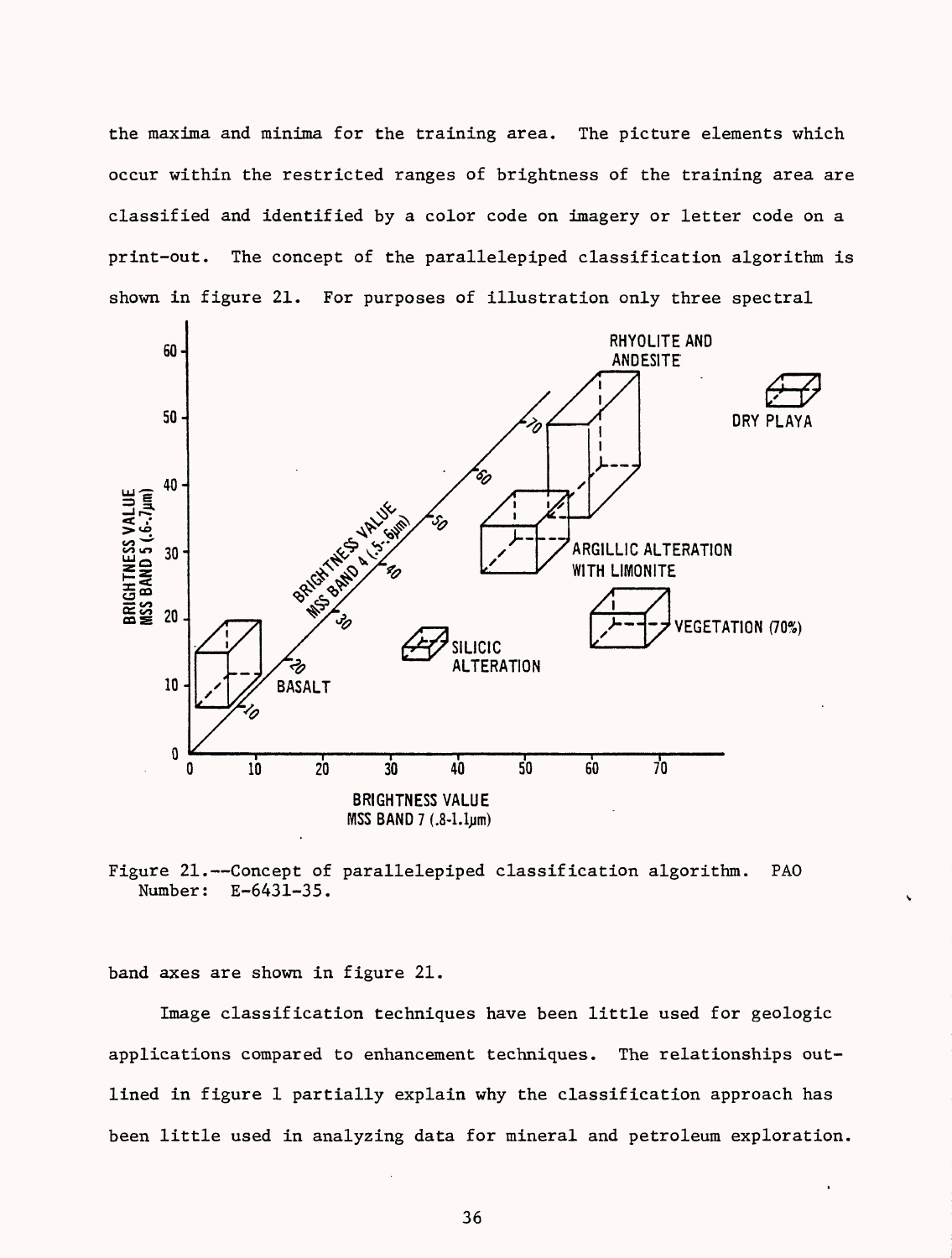the maxima and minima for the training area. The picture elements which occur within the restricted ranges of brightness of the training area are classified and identified by a color code on imagery or letter code on a print-out. The concept of the parallelepiped classification algorithm is shown in figure 21. For purposes of illustration only three spectral

Figure 21.--Concept of parallelepiped classification algorithm. PAO Number: E-6431-35.

band axes are shown in figure 21.

Image classification techniques have been little used for geologic applications compared to enhancement techniques. The relationships outlined in figure 1 partially explain why the classification approach has been little used in analyzing data for mineral and petroleum exploration.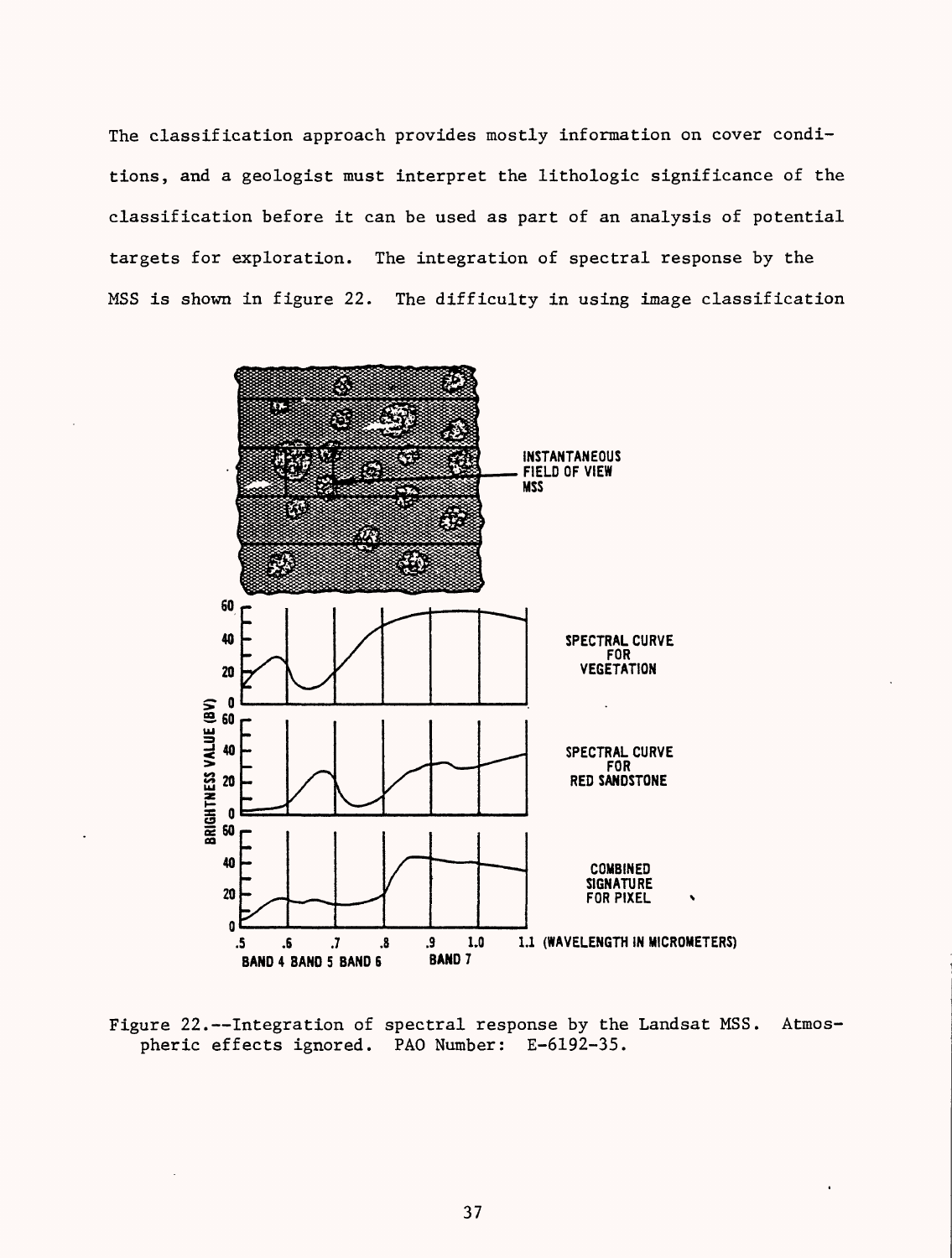The classification approach provides mostly information on cover conditions, and a geologist must interpret the lithologic significance of the classification before it can be used as part of an analysis of potential targets for exploration. The integration of spectral response by the MSS is shown in figure 22. The difficulty in using image classification

Figure 22.--Integration of spectral response by the Landsat MSS. Atmospheric effects ignored. PAO Number: E-6192-35.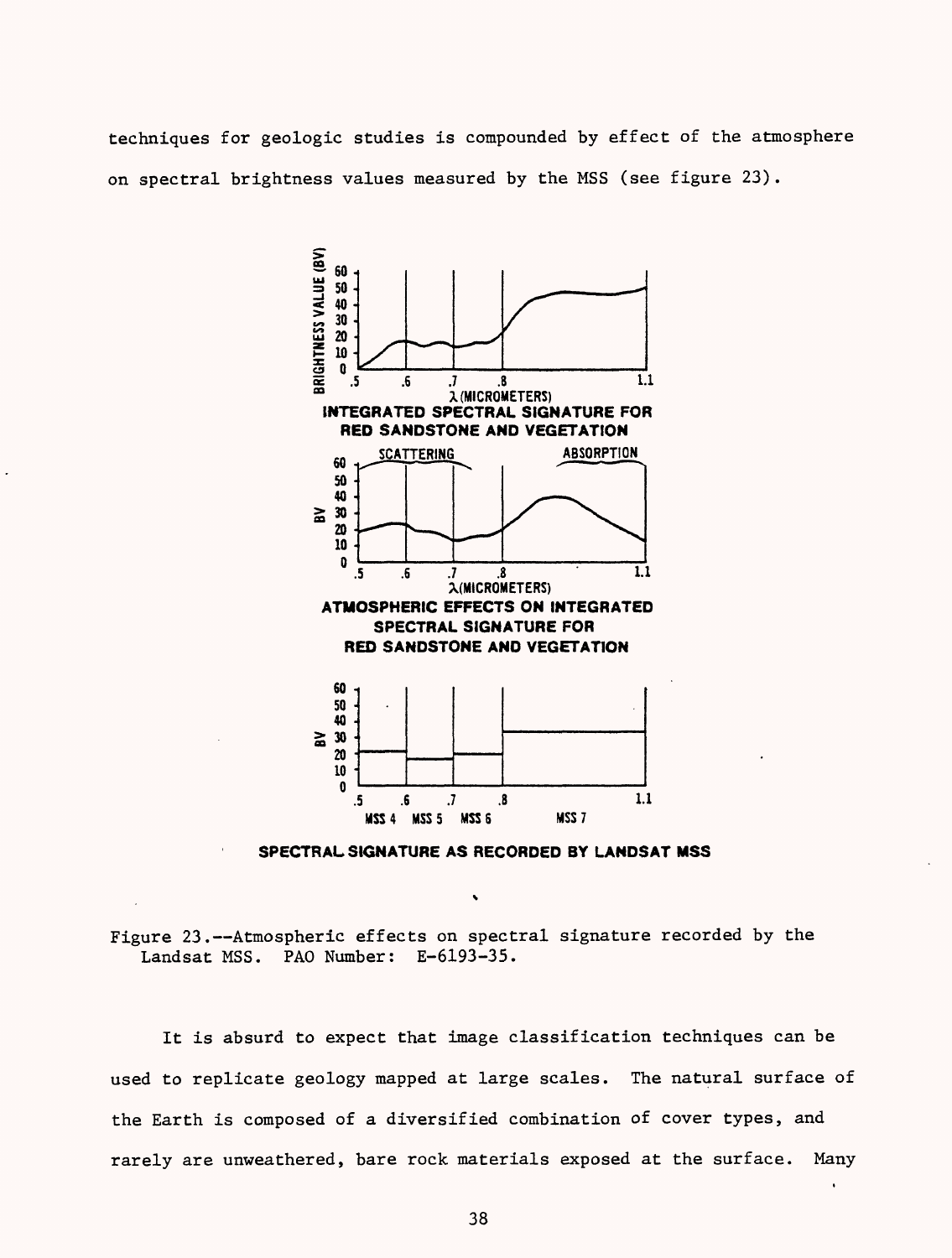techniques for geologic studies is compounded by effect of the atmosphere on spectral brightness values measured by the MSS (see figure 23).

Figure 23.--Atmospheric effects on spectral signature recorded by the Landsat MSS. PAO Number: E-6193-35.

It is absurd to expect that image classification techniques can be used to replicate geology mapped at large scales. The natural surface of the Earth is composed of a diversified combination of cover types, and rarely are unweathered, bare rock materials exposed at the surface. Many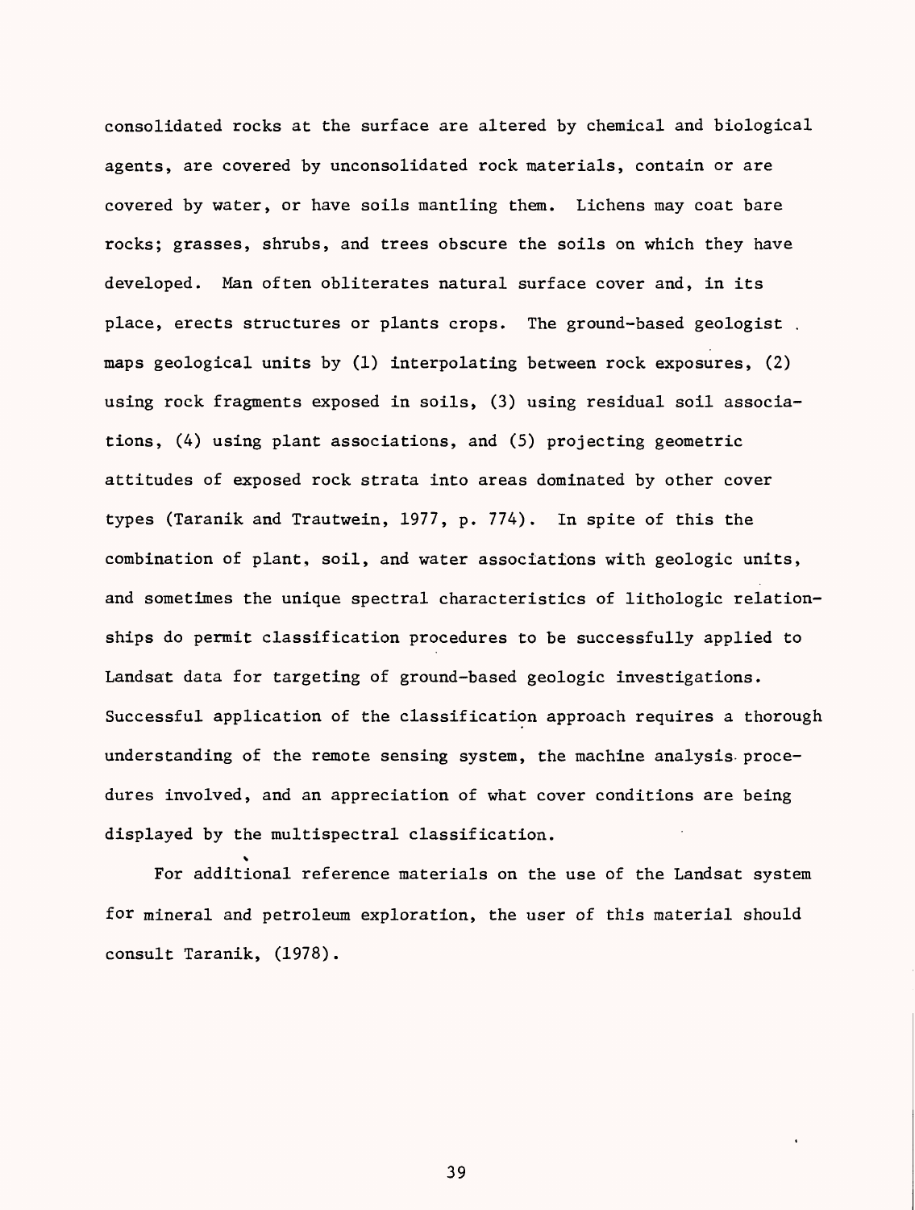consolidated rocks at the surface are altered by chemical and biological agents, are covered by unconsolidated rock materials, contain or are covered by water, or have soils mantling them. Lichens may coat bare rocks; grasses, shrubs, and trees obscure the soils on which they have developed. Man often obliterates natural surface cover and, in its place, erects structures or plants crops. The ground-based geologist maps geological units by (1) interpolating between rock exposures, (2) using rock fragments exposed in soils, (3) using residual soil associations, (4) using plant associations, and (5) projecting geometric attitudes of exposed rock strata into areas dominated by other cover types (Taranik and Trautwein, 1977, p. 774). In spite of this the combination of plant, soil, and water associations with geologic units, and sometimes the unique spectral characteristics of lithologic relationships do permit classification procedures to be successfully applied to Landsat data for targeting of ground-based geologic investigations. Successful application of the classification approach requires a thorough understanding of the remote sensing system, the machine analysis procedures involved, and an appreciation of what cover conditions are being displayed by the multispectral classification.

For additional reference materials on the use of the Landsat system for mineral and petroleum exploration, the user of this material should consult Taranik, (1978).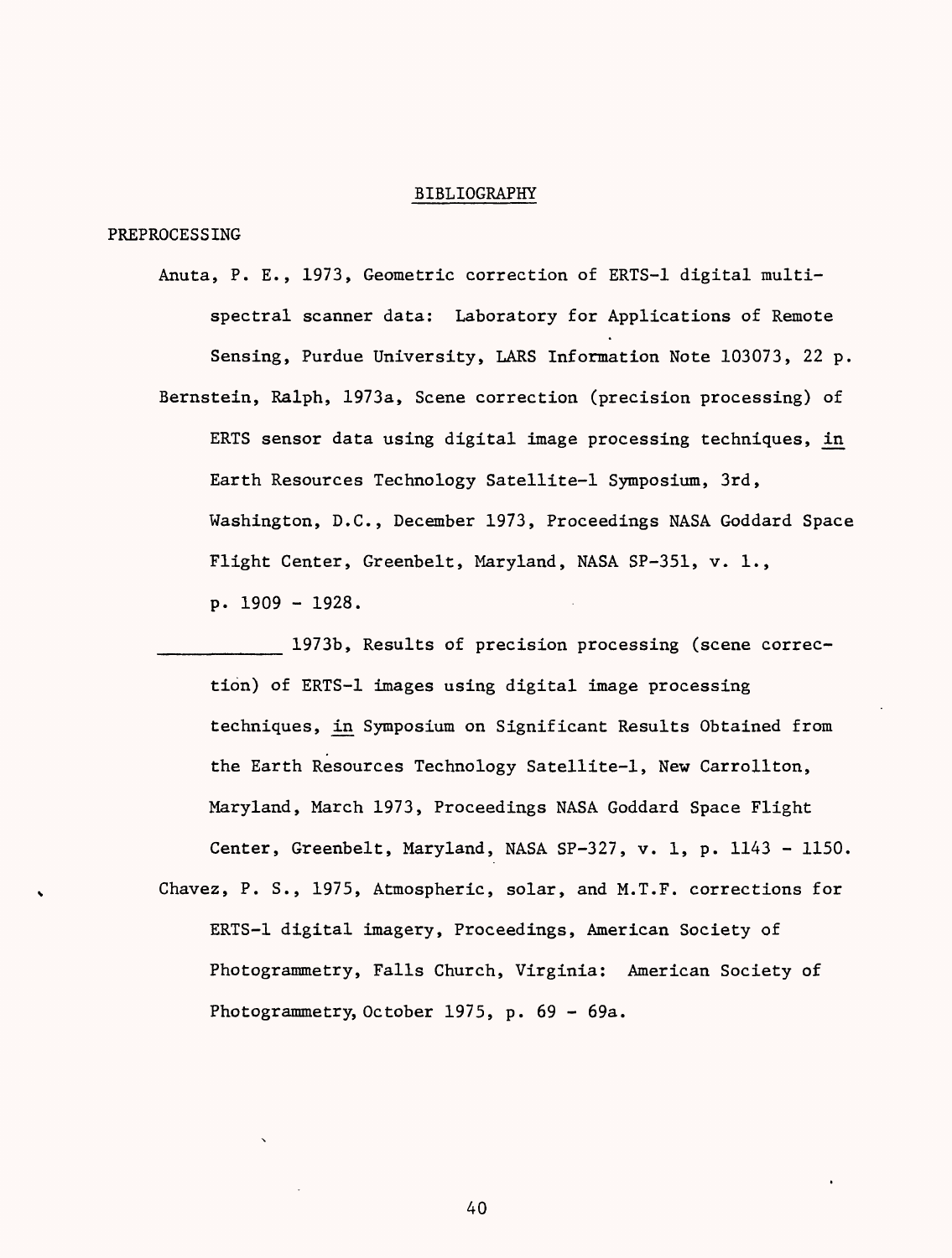# BIBLIOGRAPHY

## PREPROCESSING

Anuta, P. E., 1973, Geometric correction of ERTS-1 digital multispectral scanner data: Laboratory for Applications of Remote Sensing, Purdue University, LARS Information Note 103073, 22 p.

Bernstein, Ralph, 1973a, Scene correction (precision processing) of ERTS sensor data using digital image processing techniques, in Earth Resources Technology Satellite-1 Symposium, 3rd, Washington, D.C., December 1973, Proceedings NASA Goddard Space Flight Center, Greenbelt, Maryland, NASA SP-351, v. 1., p. 1909 - 1928.

\_\_\_\_\_\_\_\_\_\_\_ 1973b, Results of precision processing (scene correction) of ERTS-1 images using digital image processing techniques, in Symposium on Significant Results Obtained from the Earth Resources Technology Satellite-1, New Carrollton, Maryland, March 1973, Proceedings NASA Goddard Space Flight Center, Greenbelt, Maryland, NASA SP-327, v. 1, p. 1143 - 1150.

Chavez, P. S., 1975, Atmospheric, solar, and M.T.F. corrections for ERTS-1 digital imagery, Proceedings, American Society of Photogrammetry, Falls Church, Virginia: American Society of Photogrammetry, October 1975, p. 69 - 69a.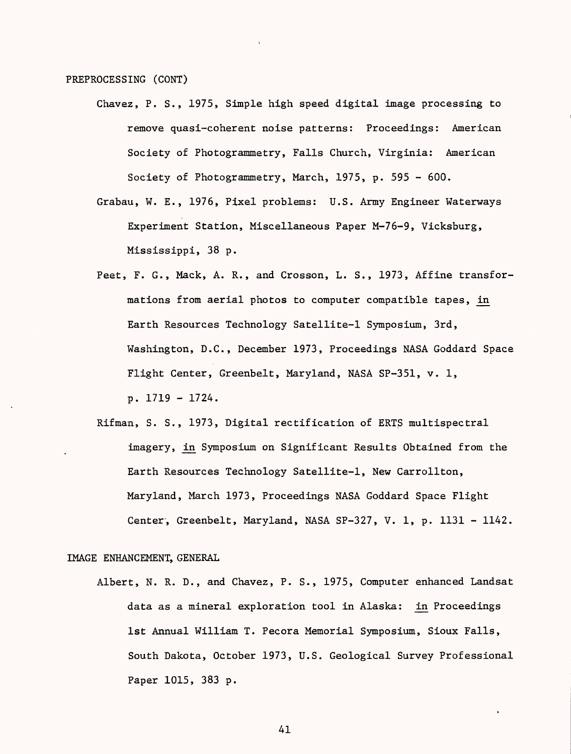PREPROCESSING (CONT)

Chavez, P. S., 1975, Simple high speed digital image processing to remove quasi-coherent noise patterns: Proceedings: American Society of Photogrammetry, Falls Church, Virginia: American Society of Photogrammetry, March, 1975, p. 595 - 600.

Grabau, W. E., 1976, Pixel problems: U.S. Army Engineer Waterways Experiment Station, Miscellaneous Paper M-76-9, Vicksburg, Mississippi, 38 p.

Peet, F. G., Mack, A. R., and Crosson, L. S., 1973, Affine transformations from aerial photos to computer compatible tapes, in Earth Resources Technology Satellite-1 Symposium, 3rd, Washington, D.C., December 1973, Proceedings NASA Goddard Space Flight Center, Greenbelt, Maryland, NASA SP-351, v. 1, p. 1719 - 1724.

Rifman, S. S., 1973, Digital rectification of ERTS multispectral imagery, in Symposium on Significant Results Obtained from the Earth Resources Technology Satellite-1, New Carrollton, Maryland, March 1973, Proceedings NASA Goddard Space Flight Center, Greenbelt, Maryland, NASA SP-327, V. 1, p. 1131 - 1142.

IMAGE ENHANCEMENT, GENERAL

Albert, N. R. D., and Chavez, P. S., 1975, Computer enhanced Landsat data as a mineral exploration tool in Alaska: in Proceedings 1st Annual William T. Pecora Memorial Symposium, Sioux Falls, South Dakota, October 1973, U.S. Geological Survey Professional Paper 1015, 383 p.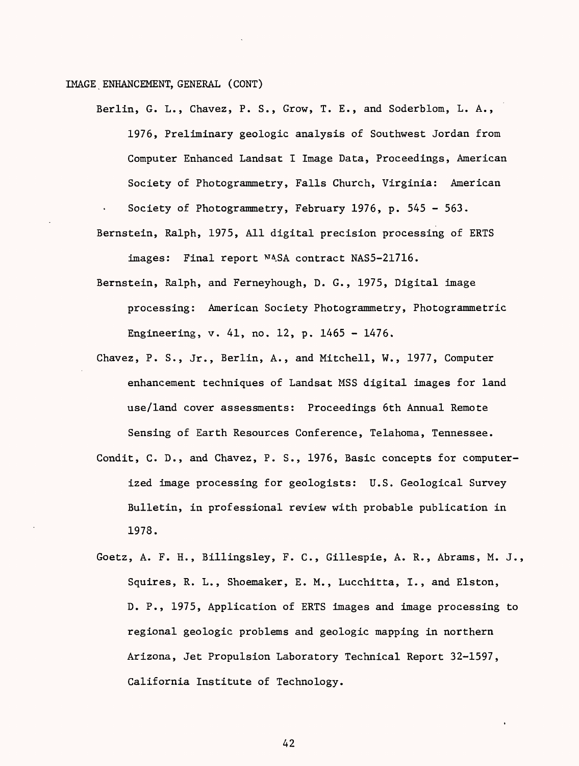IMAGE ENHANCEMENT, GENERAL (CONT)

Berlin, G. L., Chavez, P. S., Grow, T. E., and Soderblom, L. A., 1976, Preliminary geologic analysis of Southwest Jordan from Computer Enhanced Landsat I Image Data, Proceedings, American Society of Photogrammetry, Falls Church, Virginia: American Society of Photogrammetry, February 1976, p. 545 - 563.

Bernstein, Ralph, 1975, All digital precision processing of ERTS images: Final report NASA contract NAS5-21716.

Bernstein, Ralph, and Ferneyhough, D. G., 1975, Digital image processing: American Society Photogrammetry, Photogrammetric Engineering, v. 41, no. 12, p. 1465 - 1476.

Chavez, P. S., Jr., Berlin, A., and Mitchell, W., 1977, Computer enhancement techniques of Landsat MSS digital images for land use/land cover assessments: Proceedings 6th Annual Remote Sensing of Earth Resources Conference, Telahoma, Tennessee.

Condit, C. D., and Chavez, P. S., 1976, Basic concepts for computerized image processing for geologists: U.S. Geological Survey Bulletin, in professional review with probable publication in 1978.

Goetz, A. F. H., Billingsley, F. C., Gillespie, A. R., Abrams, M. J., Squires, R. L., Shoemaker, E. M., Lucchitta, I., and Elston, D. P., 1975, Application of ERTS images and image processing to regional geologic problems and geologic mapping in northern Arizona, Jet Propulsion Laboratory Technical Report 32-1597, California Institute of Technology.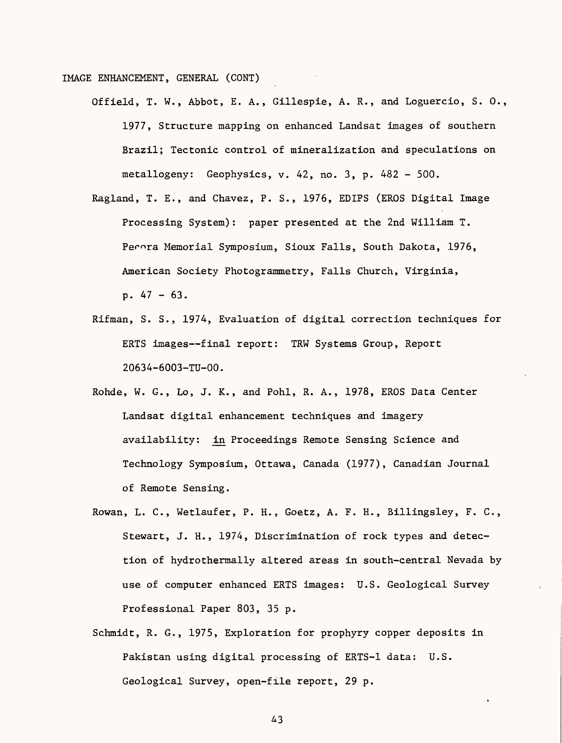IMAGE ENHANCEMENT, GENERAL (CONT)

Offield, T. W., Abbot, E. A., Gillespie, A. R., and Loguercio, S. O., 1977, Structure mapping on enhanced Landsat images of southern Brazil; Tectonic control of mineralization and speculations on metallogeny: Geophysics, v. 42, no. 3, p. 482 - 500.

Ragland, T. E., and Chavez, P. S., 1976, EDIPS (EROS Digital Image Processing System): paper presented at the 2nd William T. Pecora Memorial Symposium, Sioux Falls, South Dakota, 1976, American Society Photogrammetry, Falls Church, Virginia, p. 47 - 63.

Rifman, S. S., 1974, Evaluation of digital correction techniques for ERTS images--final report: TRW Systems Group, Report 20634-6003-TU-00.

Rohde, W. G., Lo, J. K., and Pohl, R. A., 1978, EROS Data Center Landsat digital enhancement techniques and imagery availability: in Proceedings Remote Sensing Science and Technology Symposium, Ottawa, Canada (1977), Canadian Journal of Remote Sensing.

Rowan, L. C., Wetlaufer, P. H., Goetz, A. F. H., Billingsley, F. C., Stewart, J. H., 1974, Discrimination of rock types and detection of hydrothermally altered areas in south-central Nevada by use of computer enhanced ERTS images: U.S. Geological Survey Professional Paper 803, 35 p.

Schmidt, R. G., 1975, Exploration for prophyry copper deposits in Pakistan using digital processing of ERTS-1 data: U.S. Geological Survey, open-file report, 29 p.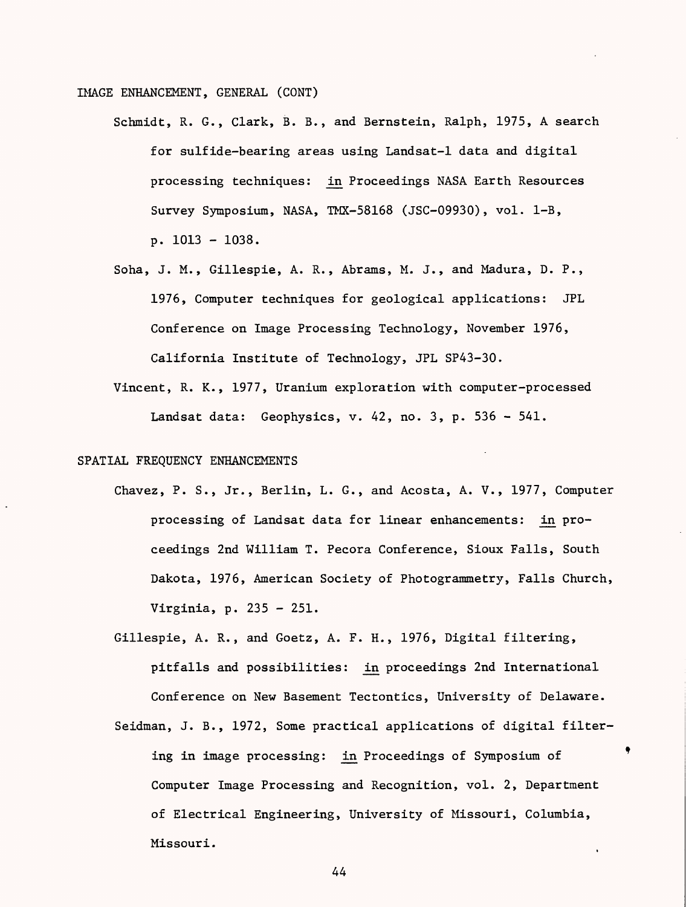IMAGE ENHANCEMENT, GENERAL (CONT)

Schmidt, R. G., Clark, B. B., and Bernstein, Ralph, 1975, A search for sulfide-bearing areas using Landsat-1 data and digital processing techniques: in Proceedings NASA Earth Resources Survey Symposium, NASA, TMX-58168 (JSC-09930), vol. 1-B, p. 1013 - 1038.

Soha, J. M., Gillespie, A. R., Abrams, M. J., and Madura, D. P., 1976, Computer techniques for geological applications: JPL Conference on Image Processing Technology, November 1976, California Institute of Technology, JPL SP43-30.

Vincent, R. K., 1977, Uranium exploration with computer-processed Landsat data: Geophysics, v. 42, no. 3, p. 536 - 541.

SPATIAL FREQUENCY ENHANCEMENTS

Chavez, P. S., Jr., Berlin, L. G., and Acosta, A. V., 1977, Computer processing of Landsat data for linear enhancements: in proceedings 2nd William T. Pecora Conference, Sioux Falls, South Dakota, 1976, American Society of Photogrammetry, Falls Church, Virginia, p. 235 - 251.

Gillespie, A. R., and Goetz, A. F. H., 1976, Digital filtering, pitfalls and possibilities: in proceedings 2nd International Conference on New Basement Tectontics, University of Delaware.

Seidman, J. B., 1972, Some practical applications of digital filtering in image processing: in Proceedings of Symposium of Computer Image Processing and Recognition, vol. 2, Department of Electrical Engineering, University of Missouri, Columbia, Missouri.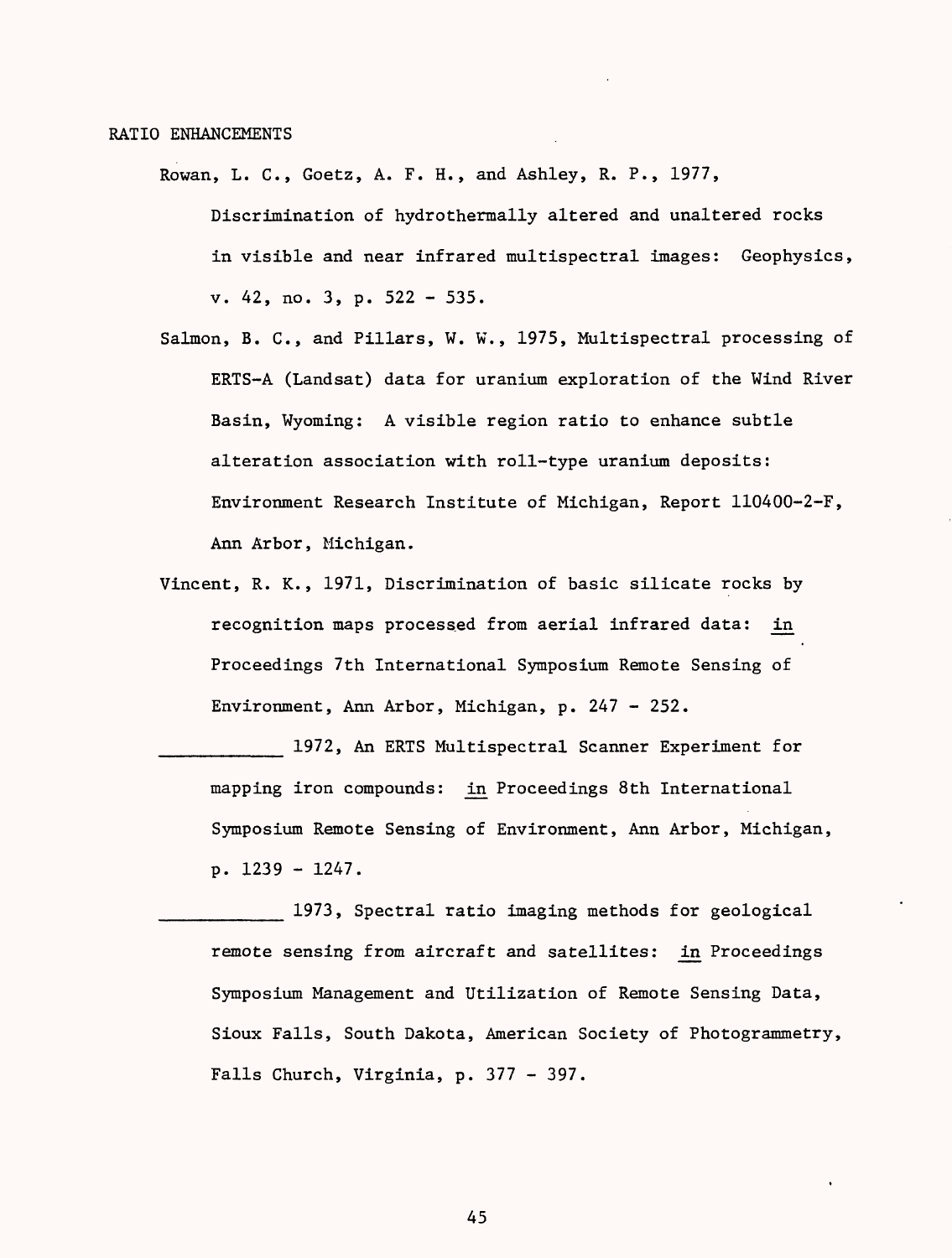RATIO ENHANCEMENTS

Rowan, L. C., Goetz, A. F. H., and Ashley, R. P., 1977, Discrimination of hydrothermally altered and unaltered rocks in visible and near infrared multispectral images: Geophysics, v. 42, no. 3, p. 522 - 535.

Salmon, B. C., and Pillars, W. W., 1975, Multispectral processing of ERTS-A (Landsat) data for uranium exploration of the Wind River Basin, Wyoming: A visible region ratio to enhance subtle alteration association with roll-type uranium deposits: Environment Research Institute of Michigan, Report 110400-2-F, Ann Arbor, Michigan.

Vincent, R. K., 1971, Discrimination of basic silicate rocks by recognition maps processed from aerial infrared data: _in_ Proceedings 7th International Symposium Remote Sensing of Environment, Ann Arbor, Michigan, p. 247 - 252.

\_\_\_\_\_\_\_\_\_\_\_ 1972, An ERTS Multispectral Scanner Experiment for mapping iron compounds: _in_ Proceedings 8th International Symposium Remote Sensing of Environment, Ann Arbor, Michigan, p. 1239 - 1247.

\_\_\_\_\_\_\_\_\_\_\_ 1973, Spectral ratio imaging methods for geological remote sensing from aircraft and satellites: _in_ Proceedings Symposium Management and Utilization of Remote Sensing Data, Sioux Falls, South Dakota, American Society of Photogrammetry, Falls Church, Virginia, p. 377 - 397.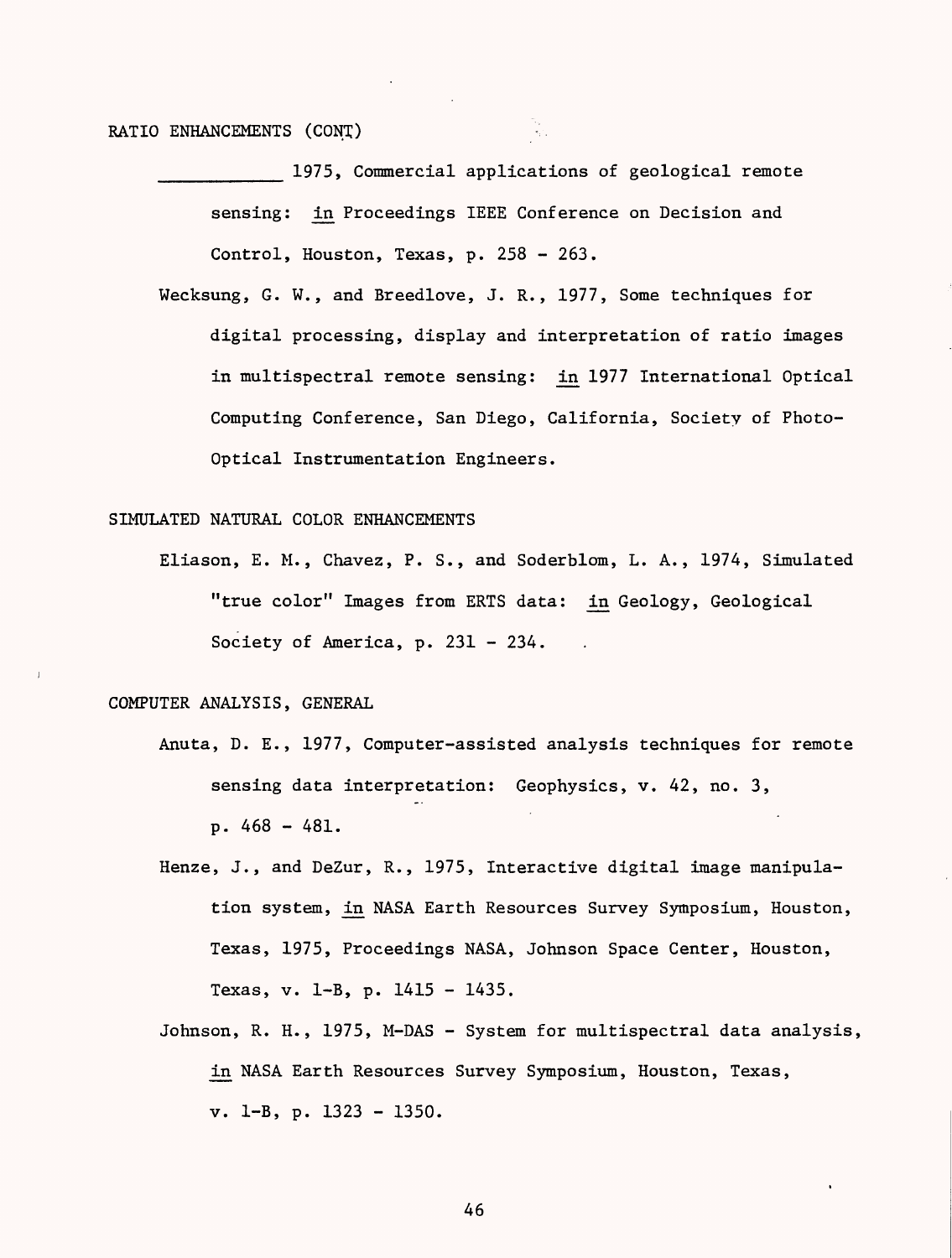RATIO ENHANCEMENTS (CONT)

\_\_\_\_\_\_\_\_\_\_\_ 1975, Commercial applications of geological remote sensing: in Proceedings IEEE Conference on Decision and Control, Houston, Texas, p. 258 - 263.

Wecksung, G. W., and Breedlove, J. R., 1977, Some techniques for digital processing, display and interpretation of ratio images in multispectral remote sensing: in 1977 International Optical Computing Conference, San Diego, California, Society of Photo-Optical Instrumentation Engineers.

SIMULATED NATURAL COLOR ENHANCEMENTS

Eliason, E. M., Chavez, P. S., and Soderblom, L. A., 1974, Simulated "true color" Images from ERTS data: in Geology, Geological Society of America, p. 231 - 234.

COMPUTER ANALYSIS, GENERAL

Anuta, D. E., 1977, Computer-assisted analysis techniques for remote sensing data interpretation: Geophysics, v. 42, no. 3, p. 468 - 481.

Henze, J., and DeZur, R., 1975, Interactive digital image manipulation system, in NASA Earth Resources Survey Symposium, Houston, Texas, 1975, Proceedings NASA, Johnson Space Center, Houston, Texas, v. 1-B, p. 1415 - 1435.

Johnson, R. H., 1975, M-DAS - System for multispectral data analysis, in NASA Earth Resources Survey Symposium, Houston, Texas, v. 1-B, p. 1323 - 1350.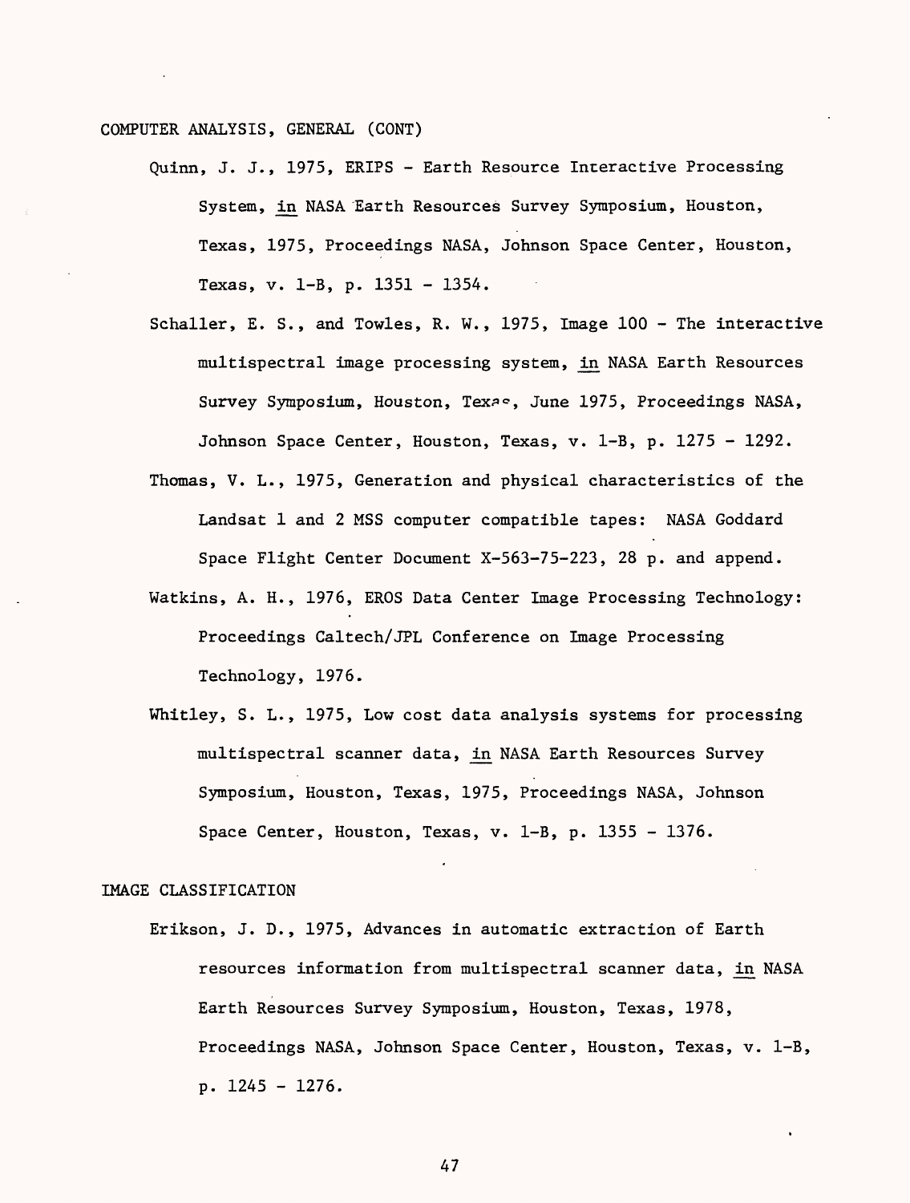COMPUTER ANALYSIS, GENERAL (CONT)

Quinn, J. J., 1975, ERIPS - Earth Resource Interactive Processing System, in NASA Earth Resources Survey Symposium, Houston, Texas, 1975, Proceedings NASA, Johnson Space Center, Houston, Texas, v. 1-B, p. 1351 - 1354.

Schaller, E. S., and Towles, R. W., 1975, Image 100 - The interactive multispectral image processing system, in NASA Earth Resources Survey Symposium, Houston, Texas, June 1975, Proceedings NASA, Johnson Space Center, Houston, Texas, v. 1-B, p. 1275 - 1292.

Thomas, V. L., 1975, Generation and physical characteristics of the Landsat 1 and 2 MSS computer compatible tapes: NASA Goddard Space Flight Center Document X-563-75-223, 28 p. and append.

Watkins, A. H., 1976, EROS Data Center Image Processing Technology: Proceedings Caltech/JPL Conference on Image Processing Technology, 1976.

Whitley, S. L., 1975, Low cost data analysis systems for processing multispectral scanner data, in NASA Earth Resources Survey Symposium, Houston, Texas, 1975, Proceedings NASA, Johnson Space Center, Houston, Texas, v. 1-B, p. 1355 - 1376.

IMAGE CLASSIFICATION

Erikson, J. D., 1975, Advances in automatic extraction of Earth resources information from multispectral scanner data, in NASA Earth Resources Survey Symposium, Houston, Texas, 1978, Proceedings NASA, Johnson Space Center, Houston, Texas, v. 1-B, p. 1245 - 1276.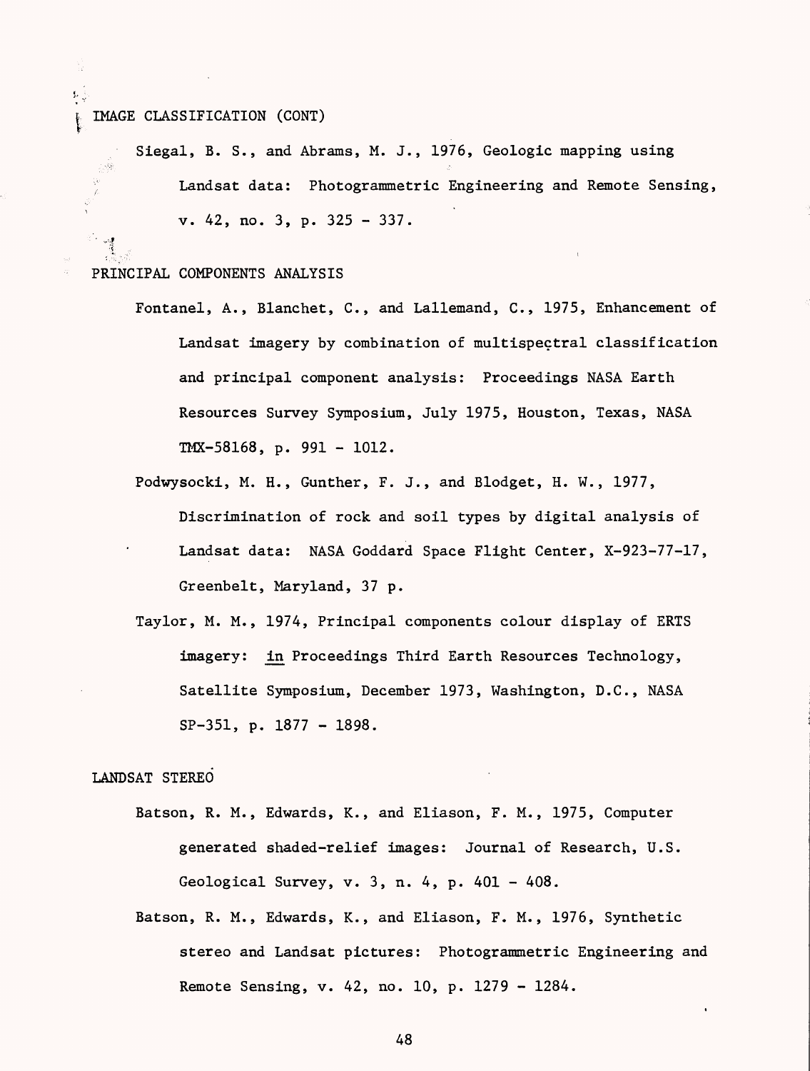## IMAGE CLASSIFICATION (CONT)

Siegal, B. S., and Abrams, M. J., 1976, Geologic mapping using Landsat data: Photogrammetric Engineering and Remote Sensing, v. 42, no. 3, p. 325 - 337.

## PRINCIPAL COMPONENTS ANALYSIS

Fontanel, A., Blanchet, C., and Lallemand, C., 1975, Enhancement of Landsat imagery by combination of multispectral classification and principal component analysis: Proceedings NASA Earth Resources Survey Symposium, July 1975, Houston, Texas, NASA TMX-58168, p. 991 - 1012.

Podwysocki, M. H., Gunther, F. J., and Blodget, H. W., 1977, Discrimination of rock and soil types by digital analysis of Landsat data: NASA Goddard Space Flight Center, X-923-77-17, Greenbelt, Maryland, 37 p.

Taylor, M. M., 1974, Principal components colour display of ERTS imagery: in Proceedings Third Earth Resources Technology, Satellite Symposium, December 1973, Washington, D.C., NASA SP-351, p. 1877 - 1898.

## LANDSAT STEREO

Batson, R. M., Edwards, K., and Eliason, F. M., 1975, Computer generated shaded-relief images: Journal of Research, U.S. Geological Survey, v. 3, n. 4, p. 401 - 408.

Batson, R. M., Edwards, K., and Eliason, F. M., 1976, Synthetic stereo and Landsat pictures: Photogrammetric Engineering and Remote Sensing, v. 42, no. 10, p. 1279 - 1284.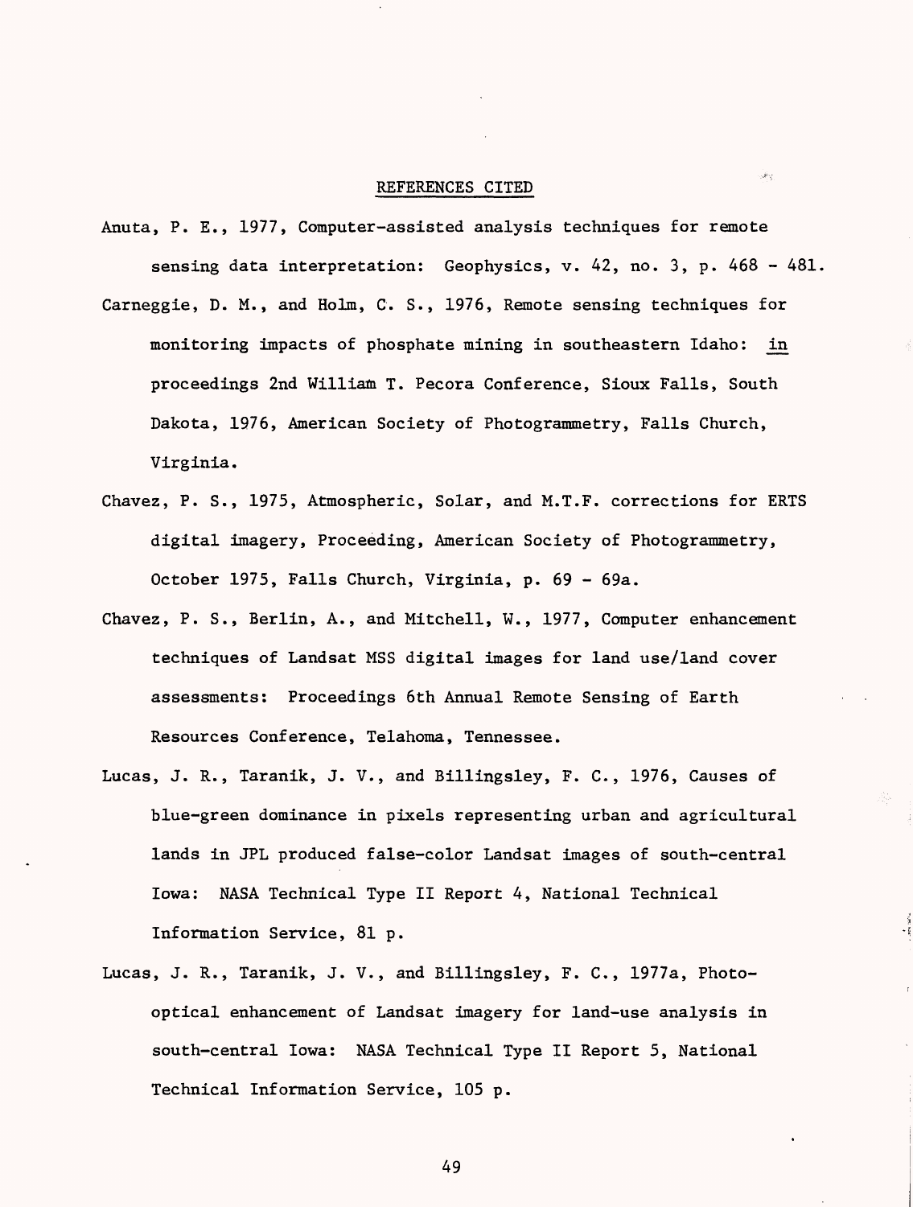## REFERENCES CITED

Anuta, P. E., 1977, Computer-assisted analysis techniques for remote sensing data interpretation: Geophysics, v. 42, no. 3, p. 468 - 481.

Carneggie, D. M., and Holm, C. S., 1976, Remote sensing techniques for monitoring impacts of phosphate mining in southeastern Idaho: in proceedings 2nd William T. Pecora Conference, Sioux Falls, South Dakota, 1976, American Society of Photogrammetry, Falls Church, Virginia.

Chavez, P. S., 1975, Atmospheric, Solar, and M.T.F. corrections for ERTS digital imagery, Proceeding, American Society of Photogrammetry, October 1975, Falls Church, Virginia, p. 69 - 69a.

Chavez, P. S., Berlin, A., and Mitchell, W., 1977, Computer enhancement techniques of Landsat MSS digital images for land use/land cover assessments: Proceedings 6th Annual Remote Sensing of Earth Resources Conference, Telahoma, Tennessee.

Lucas, J. R., Taranik, J. V., and Billingsley, F. C., 1976, Causes of blue-green dominance in pixels representing urban and agricultural lands in JPL produced false-color Landsat images of south-central Iowa: NASA Technical Type II Report 4, National Technical Information Service, 81 p.

Lucas, J. R., Taranik, J. V., and Billingsley, F. C., 1977a, Photo-optical enhancement of Landsat imagery for land-use analysis in south-central Iowa: NASA Technical Type II Report 5, National Technical Information Service, 105 p.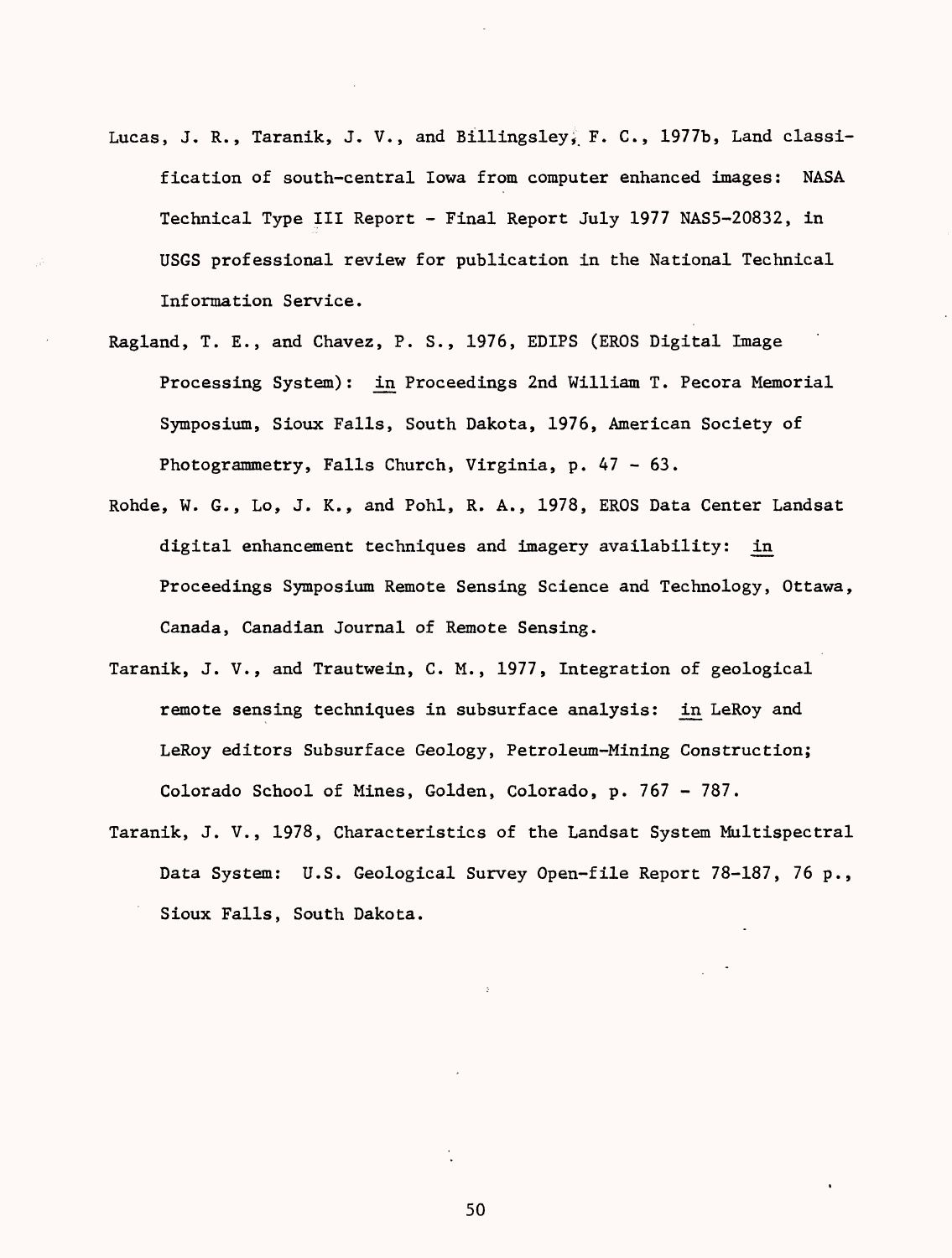Lucas, J. R., Taranik, J. V., and Billingsley, F. C., 1977b, Land classification of south-central Iowa from computer enhanced images: NASA Technical Type III Report - Final Report July 1977 NAS5-20832, in USGS professional review for publication in the National Technical Information Service.

Ragland, T. E., and Chavez, P. S., 1976, EDIPS (EROS Digital Image Processing System): in Proceedings 2nd William T. Pecora Memorial Symposium, Sioux Falls, South Dakota, 1976, American Society of Photogrammetry, Falls Church, Virginia, p. 47 - 63.

Rohde, W. G., Lo, J. K., and Pohl, R. A., 1978, EROS Data Center Landsat digital enhancement techniques and imagery availability: in Proceedings Symposium Remote Sensing Science and Technology, Ottawa, Canada, Canadian Journal of Remote Sensing.

Taranik, J. V., and Trautwein, C. M., 1977, Integration of geological remote sensing techniques in subsurface analysis: in LeRoy and LeRoy editors Subsurface Geology, Petroleum-Mining Construction; Colorado School of Mines, Golden, Colorado, p. 767 - 787.

Taranik, J. V., 1978, Characteristics of the Landsat System Multispectral Data System: U.S. Geological Survey Open-file Report 78-187, 76 p., Sioux Falls, South Dakota.